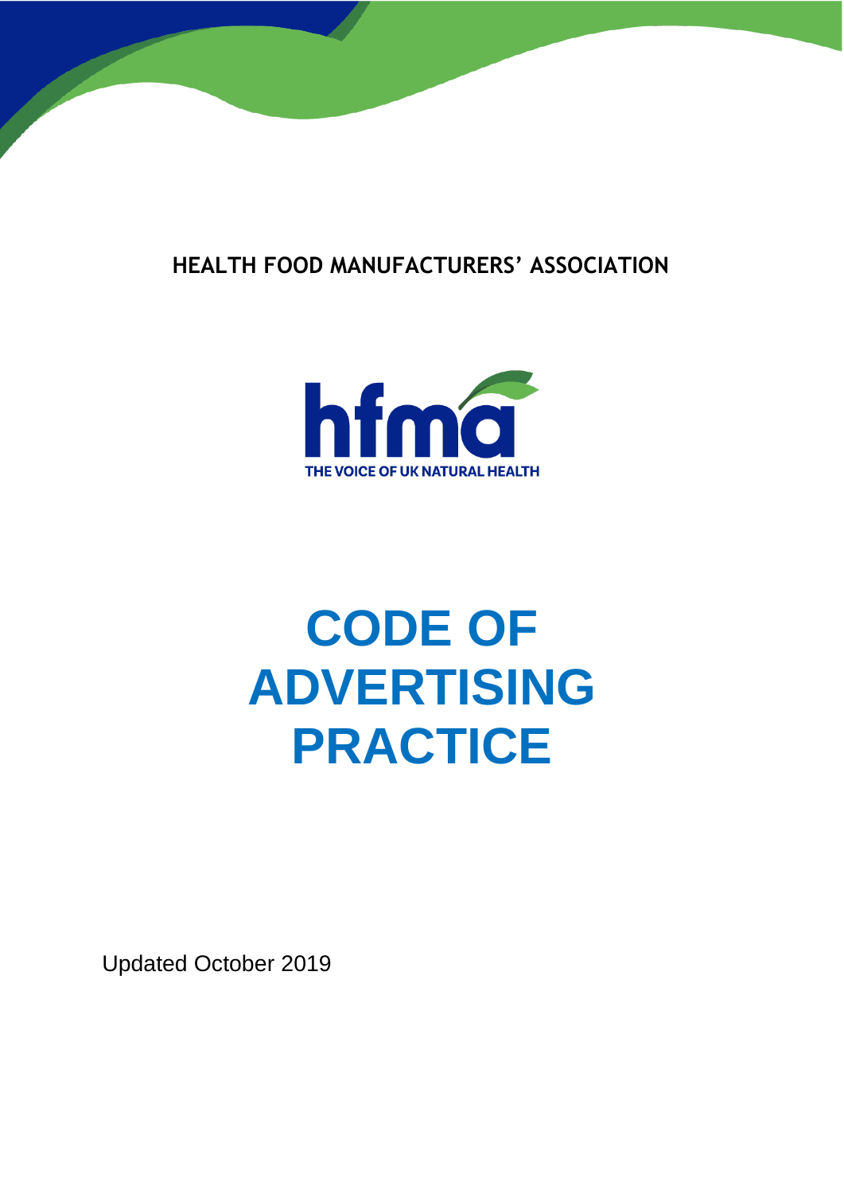HEALTH FOOD MANUFACTURERS' ASSOCIATION

hfma

THE VOICE OF UK NATURAL HEALTH

# CODE OF ADVERTISING PRACTICE

Updated October 2019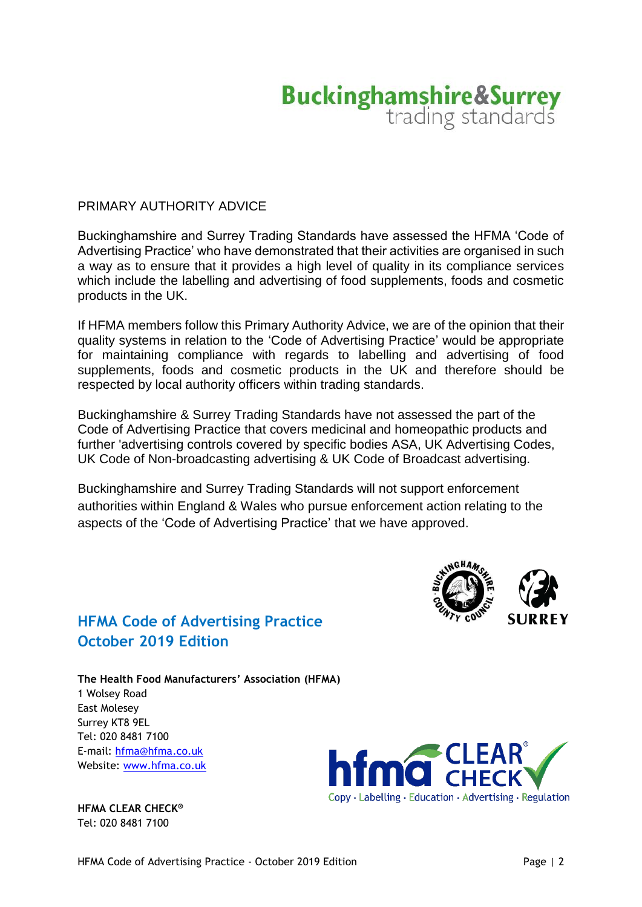**Buckinghamshire&Surrey**
trading standards

PRIMARY AUTHORITY ADVICE

Buckinghamshire and Surrey Trading Standards have assessed the HFMA 'Code of Advertising Practice' who have demonstrated that their activities are organised in such a way as to ensure that it provides a high level of quality in its compliance services which include the labelling and advertising of food supplements, foods and cosmetic products in the UK.

If HFMA members follow this Primary Authority Advice, we are of the opinion that their quality systems in relation to the 'Code of Advertising Practice' would be appropriate for maintaining compliance with regards to labelling and advertising of food supplements, foods and cosmetic products in the UK and therefore should be respected by local authority officers within trading standards.

Buckinghamshire & Surrey Trading Standards have not assessed the part of the Code of Advertising Practice that covers medicinal and homeopathic products and further 'advertising controls covered by specific bodies ASA, UK Advertising Codes, UK Code of Non-broadcasting advertising & UK Code of Broadcast advertising.

Buckinghamshire and Surrey Trading Standards will not support enforcement authorities within England & Wales who pursue enforcement action relating to the aspects of the 'Code of Advertising Practice' that we have approved.

BUCKINGHAMSHIRE COUNTY COUNCIL

SURREY

## HFMA Code of Advertising Practice
## October 2019 Edition

**The Health Food Manufacturers' Association (HFMA)**
1 Wolsey Road
East Molesey
Surrey KT8 9EL
Tel: 020 8481 7100
E-mail: hfma@hfma.co.uk
Website: www.hfma.co.uk

hfma CLEAR® CHECK
Copy · Labelling · Education · Advertising · Regulation

**HFMA CLEAR CHECK®**
Tel: 020 8481 7100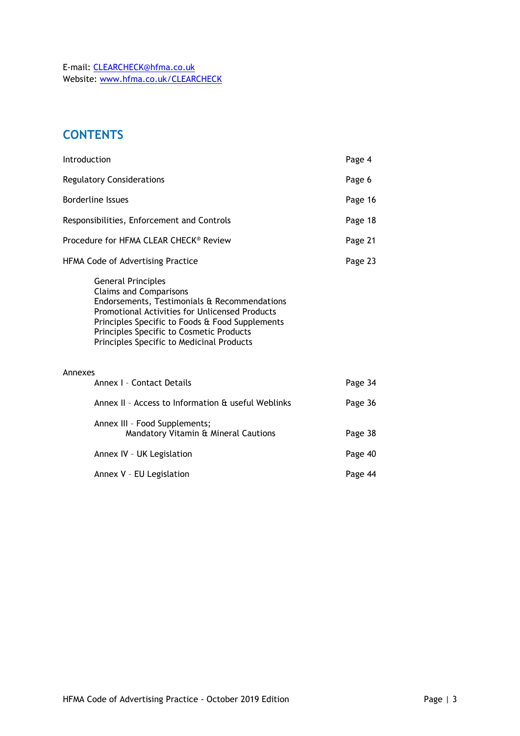E-mail: CLEARCHECK@hfma.co.uk
Website: www.hfma.co.uk/CLEARCHECK

## CONTENTS

| | |
|---|---|
| Introduction | Page 4 |
| Regulatory Considerations | Page 6 |
| Borderline Issues | Page 16 |
| Responsibilities, Enforcement and Controls | Page 18 |
| Procedure for HFMA CLEAR CHECK® Review | Page 21 |
| HFMA Code of Advertising Practice | Page 23 |

- General Principles
- Claims and Comparisons
- Endorsements, Testimonials & Recommendations
- Promotional Activities for Unlicensed Products
- Principles Specific to Foods & Food Supplements
- Principles Specific to Cosmetic Products
- Principles Specific to Medicinal Products

Annexes

| | |
|---|---|
| Annex I – Contact Details | Page 34 |
| Annex II – Access to Information & useful Weblinks | Page 36 |
| Annex III – Food Supplements; Mandatory Vitamin & Mineral Cautions | Page 38 |
| Annex IV – UK Legislation | Page 40 |
| Annex V – EU Legislation | Page 44 |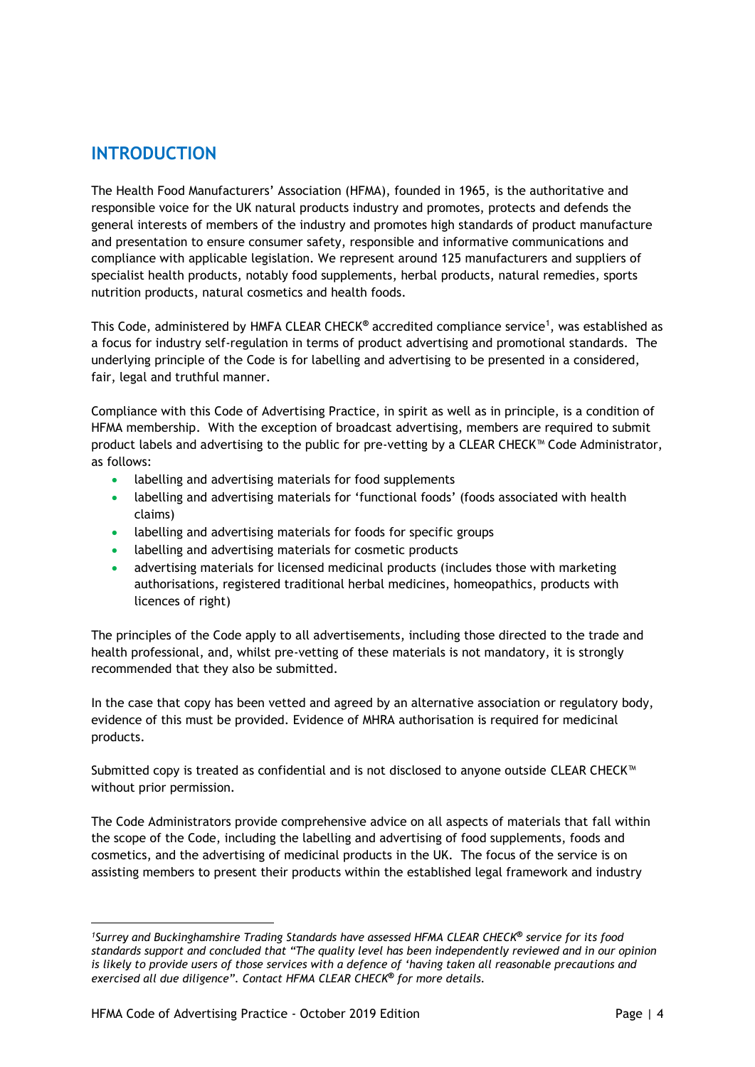## INTRODUCTION

The Health Food Manufacturers' Association (HFMA), founded in 1965, is the authoritative and responsible voice for the UK natural products industry and promotes, protects and defends the general interests of members of the industry and promotes high standards of product manufacture and presentation to ensure consumer safety, responsible and informative communications and compliance with applicable legislation. We represent around 125 manufacturers and suppliers of specialist health products, notably food supplements, herbal products, natural remedies, sports nutrition products, natural cosmetics and health foods.

This Code, administered by HMFA CLEAR CHECK® accredited compliance service[1], was established as a focus for industry self-regulation in terms of product advertising and promotional standards. The underlying principle of the Code is for labelling and advertising to be presented in a considered, fair, legal and truthful manner.

Compliance with this Code of Advertising Practice, in spirit as well as in principle, is a condition of HFMA membership. With the exception of broadcast advertising, members are required to submit product labels and advertising to the public for pre-vetting by a CLEAR CHECK™ Code Administrator, as follows:

- labelling and advertising materials for food supplements
- labelling and advertising materials for 'functional foods' (foods associated with health claims)
- labelling and advertising materials for foods for specific groups
- labelling and advertising materials for cosmetic products
- advertising materials for licensed medicinal products (includes those with marketing authorisations, registered traditional herbal medicines, homeopathics, products with licences of right)

The principles of the Code apply to all advertisements, including those directed to the trade and health professional, and, whilst pre-vetting of these materials is not mandatory, it is strongly recommended that they also be submitted.

In the case that copy has been vetted and agreed by an alternative association or regulatory body, evidence of this must be provided. Evidence of MHRA authorisation is required for medicinal products.

Submitted copy is treated as confidential and is not disclosed to anyone outside CLEAR CHECK™ without prior permission.

The Code Administrators provide comprehensive advice on all aspects of materials that fall within the scope of the Code, including the labelling and advertising of food supplements, foods and cosmetics, and the advertising of medicinal products in the UK. The focus of the service is on assisting members to present their products within the established legal framework and industry

---

*[1]Surrey and Buckinghamshire Trading Standards have assessed HFMA CLEAR CHECK® service for its food standards support and concluded that "The quality level has been independently reviewed and in our opinion is likely to provide users of those services with a defence of 'having taken all reasonable precautions and exercised all due diligence". Contact HFMA CLEAR CHECK® for more details.*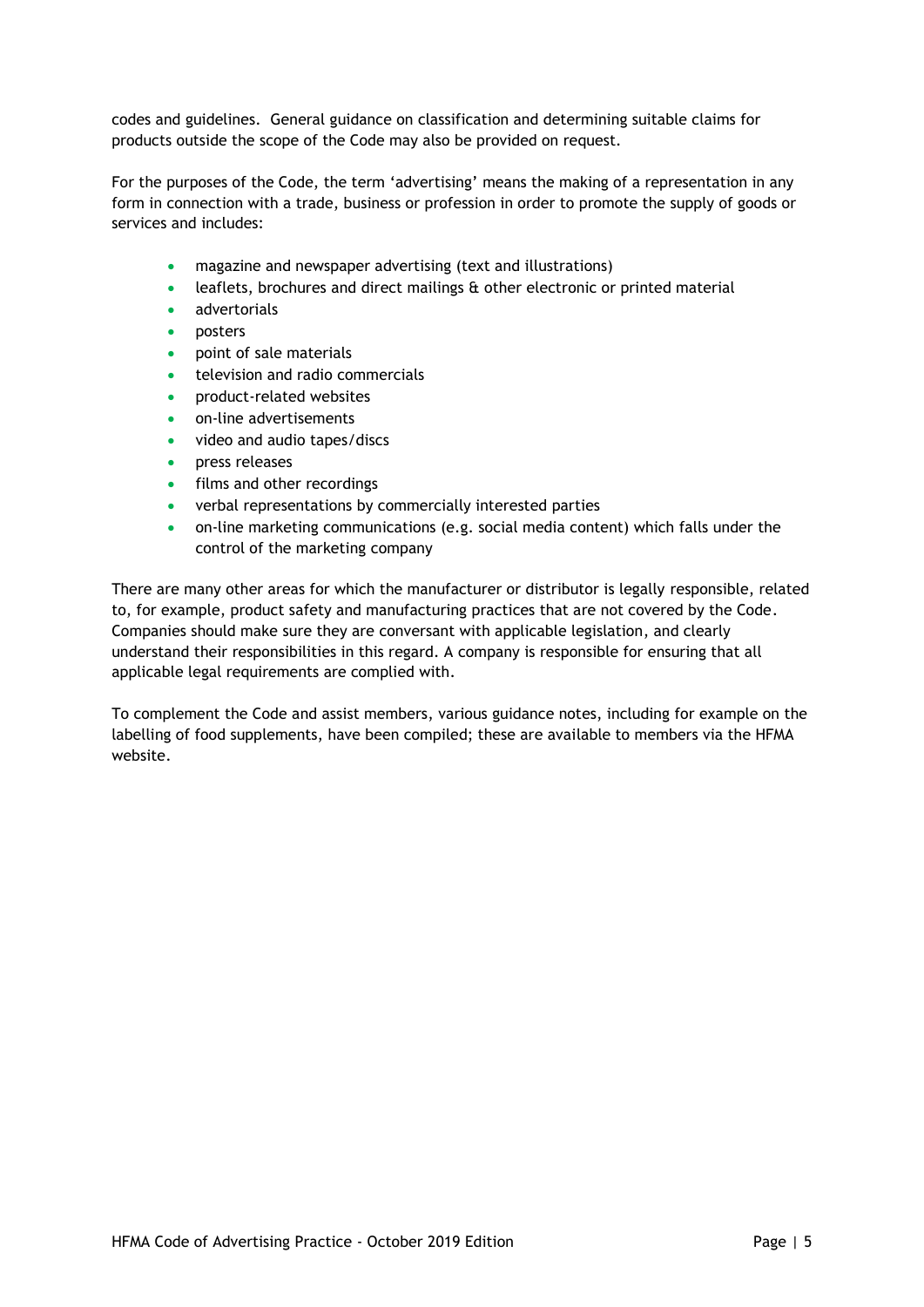codes and guidelines. General guidance on classification and determining suitable claims for products outside the scope of the Code may also be provided on request.

For the purposes of the Code, the term 'advertising' means the making of a representation in any form in connection with a trade, business or profession in order to promote the supply of goods or services and includes:

- magazine and newspaper advertising (text and illustrations)
- leaflets, brochures and direct mailings & other electronic or printed material
- advertorials
- posters
- point of sale materials
- television and radio commercials
- product-related websites
- on-line advertisements
- video and audio tapes/discs
- press releases
- films and other recordings
- verbal representations by commercially interested parties
- on-line marketing communications (e.g. social media content) which falls under the control of the marketing company

There are many other areas for which the manufacturer or distributor is legally responsible, related to, for example, product safety and manufacturing practices that are not covered by the Code. Companies should make sure they are conversant with applicable legislation, and clearly understand their responsibilities in this regard. A company is responsible for ensuring that all applicable legal requirements are complied with.

To complement the Code and assist members, various guidance notes, including for example on the labelling of food supplements, have been compiled; these are available to members via the HFMA website.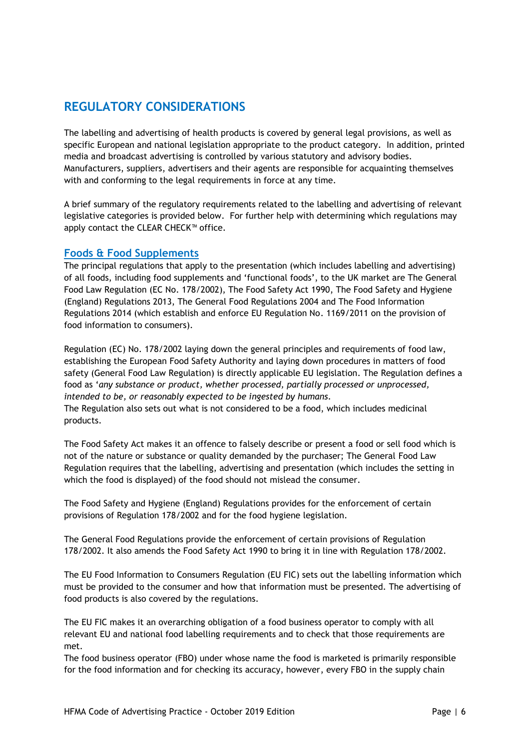# REGULATORY CONSIDERATIONS

The labelling and advertising of health products is covered by general legal provisions, as well as specific European and national legislation appropriate to the product category. In addition, printed media and broadcast advertising is controlled by various statutory and advisory bodies. Manufacturers, suppliers, advertisers and their agents are responsible for acquainting themselves with and conforming to the legal requirements in force at any time.

A brief summary of the regulatory requirements related to the labelling and advertising of relevant legislative categories is provided below. For further help with determining which regulations may apply contact the CLEAR CHECK™ office.

## Foods & Food Supplements

The principal regulations that apply to the presentation (which includes labelling and advertising) of all foods, including food supplements and 'functional foods', to the UK market are The General Food Law Regulation (EC No. 178/2002), The Food Safety Act 1990, The Food Safety and Hygiene (England) Regulations 2013, The General Food Regulations 2004 and The Food Information Regulations 2014 (which establish and enforce EU Regulation No. 1169/2011 on the provision of food information to consumers).

Regulation (EC) No. 178/2002 laying down the general principles and requirements of food law, establishing the European Food Safety Authority and laying down procedures in matters of food safety (General Food Law Regulation) is directly applicable EU legislation. The Regulation defines a food as '*any substance or product, whether processed, partially processed or unprocessed, intended to be, or reasonably expected to be ingested by humans*.
The Regulation also sets out what is not considered to be a food, which includes medicinal products.

The Food Safety Act makes it an offence to falsely describe or present a food or sell food which is not of the nature or substance or quality demanded by the purchaser; The General Food Law Regulation requires that the labelling, advertising and presentation (which includes the setting in which the food is displayed) of the food should not mislead the consumer.

The Food Safety and Hygiene (England) Regulations provides for the enforcement of certain provisions of Regulation 178/2002 and for the food hygiene legislation.

The General Food Regulations provide the enforcement of certain provisions of Regulation 178/2002. It also amends the Food Safety Act 1990 to bring it in line with Regulation 178/2002.

The EU Food Information to Consumers Regulation (EU FIC) sets out the labelling information which must be provided to the consumer and how that information must be presented. The advertising of food products is also covered by the regulations.

The EU FIC makes it an overarching obligation of a food business operator to comply with all relevant EU and national food labelling requirements and to check that those requirements are met.
The food business operator (FBO) under whose name the food is marketed is primarily responsible for the food information and for checking its accuracy, however, every FBO in the supply chain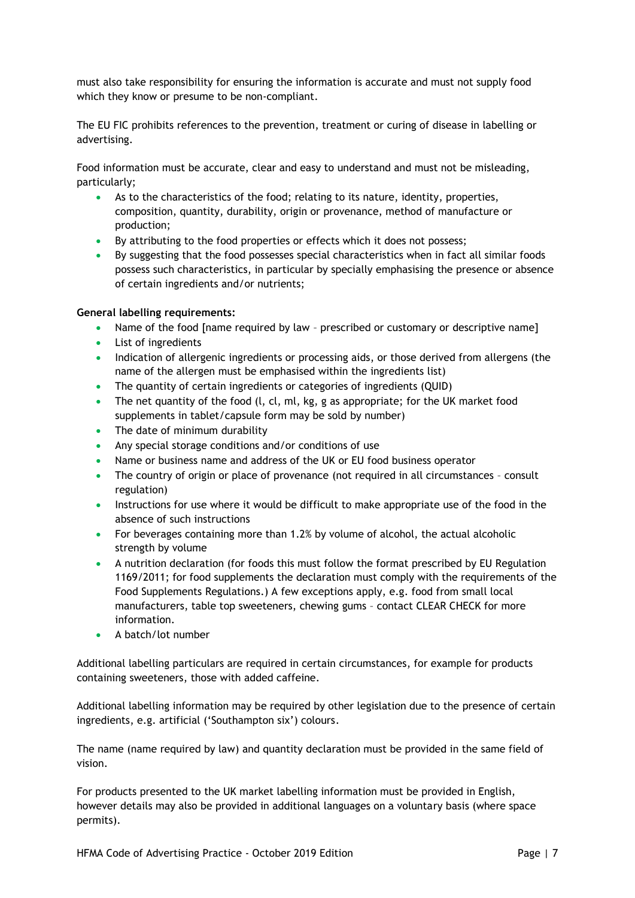must also take responsibility for ensuring the information is accurate and must not supply food which they know or presume to be non-compliant.

The EU FIC prohibits references to the prevention, treatment or curing of disease in labelling or advertising.

Food information must be accurate, clear and easy to understand and must not be misleading, particularly;

- As to the characteristics of the food; relating to its nature, identity, properties, composition, quantity, durability, origin or provenance, method of manufacture or production;
- By attributing to the food properties or effects which it does not possess;
- By suggesting that the food possesses special characteristics when in fact all similar foods possess such characteristics, in particular by specially emphasising the presence or absence of certain ingredients and/or nutrients;

**General labelling requirements:**

- Name of the food [name required by law – prescribed or customary or descriptive name]
- List of ingredients
- Indication of allergenic ingredients or processing aids, or those derived from allergens (the name of the allergen must be emphasised within the ingredients list)
- The quantity of certain ingredients or categories of ingredients (QUID)
- The net quantity of the food (l, cl, ml, kg, g as appropriate; for the UK market food supplements in tablet/capsule form may be sold by number)
- The date of minimum durability
- Any special storage conditions and/or conditions of use
- Name or business name and address of the UK or EU food business operator
- The country of origin or place of provenance (not required in all circumstances – consult regulation)
- Instructions for use where it would be difficult to make appropriate use of the food in the absence of such instructions
- For beverages containing more than 1.2% by volume of alcohol, the actual alcoholic strength by volume
- A nutrition declaration (for foods this must follow the format prescribed by EU Regulation 1169/2011; for food supplements the declaration must comply with the requirements of the Food Supplements Regulations.) A few exceptions apply, e.g. food from small local manufacturers, table top sweeteners, chewing gums – contact CLEAR CHECK for more information.
- A batch/lot number

Additional labelling particulars are required in certain circumstances, for example for products containing sweeteners, those with added caffeine.

Additional labelling information may be required by other legislation due to the presence of certain ingredients, e.g. artificial ('Southampton six') colours.

The name (name required by law) and quantity declaration must be provided in the same field of vision.

For products presented to the UK market labelling information must be provided in English, however details may also be provided in additional languages on a voluntary basis (where space permits).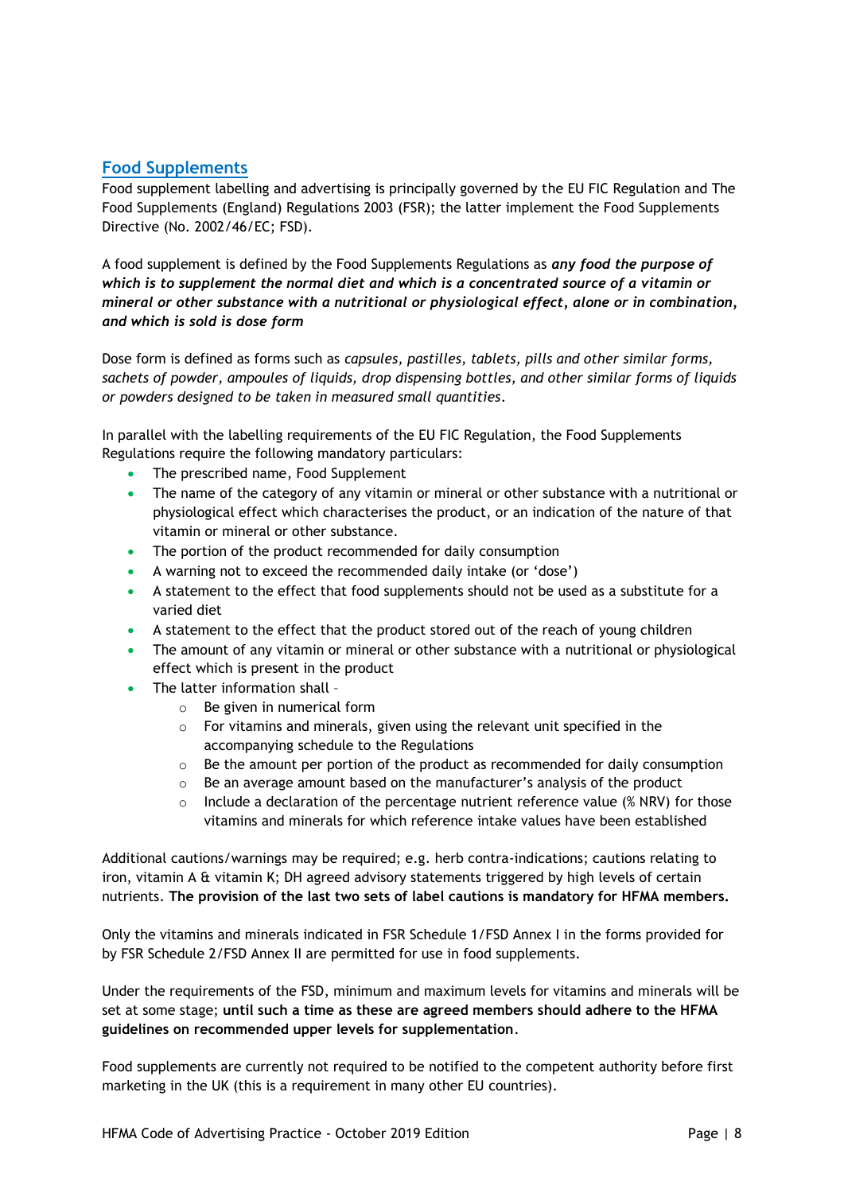## Food Supplements

Food supplement labelling and advertising is principally governed by the EU FIC Regulation and The Food Supplements (England) Regulations 2003 (FSR); the latter implement the Food Supplements Directive (No. 2002/46/EC; FSD).

A food supplement is defined by the Food Supplements Regulations as ***any food the purpose of which is to supplement the normal diet and which is a concentrated source of a vitamin or mineral or other substance with a nutritional or physiological effect, alone or in combination, and which is sold is dose form***

Dose form is defined as forms such as *capsules, pastilles, tablets, pills and other similar forms, sachets of powder, ampoules of liquids, drop dispensing bottles, and other similar forms of liquids or powders designed to be taken in measured small quantities*.

In parallel with the labelling requirements of the EU FIC Regulation, the Food Supplements Regulations require the following mandatory particulars:

- The prescribed name, Food Supplement
- The name of the category of any vitamin or mineral or other substance with a nutritional or physiological effect which characterises the product, or an indication of the nature of that vitamin or mineral or other substance.
- The portion of the product recommended for daily consumption
- A warning not to exceed the recommended daily intake (or 'dose')
- A statement to the effect that food supplements should not be used as a substitute for a varied diet
- A statement to the effect that the product stored out of the reach of young children
- The amount of any vitamin or mineral or other substance with a nutritional or physiological effect which is present in the product
- The latter information shall –
    - Be given in numerical form
    - For vitamins and minerals, given using the relevant unit specified in the accompanying schedule to the Regulations
    - Be the amount per portion of the product as recommended for daily consumption
    - Be an average amount based on the manufacturer's analysis of the product
    - Include a declaration of the percentage nutrient reference value (% NRV) for those vitamins and minerals for which reference intake values have been established

Additional cautions/warnings may be required; e.g. herb contra-indications; cautions relating to iron, vitamin A & vitamin K; DH agreed advisory statements triggered by high levels of certain nutrients. **The provision of the last two sets of label cautions is mandatory for HFMA members.**

Only the vitamins and minerals indicated in FSR Schedule 1/FSD Annex I in the forms provided for by FSR Schedule 2/FSD Annex II are permitted for use in food supplements.

Under the requirements of the FSD, minimum and maximum levels for vitamins and minerals will be set at some stage; **until such a time as these are agreed members should adhere to the HFMA guidelines on recommended upper levels for supplementation**.

Food supplements are currently not required to be notified to the competent authority before first marketing in the UK (this is a requirement in many other EU countries).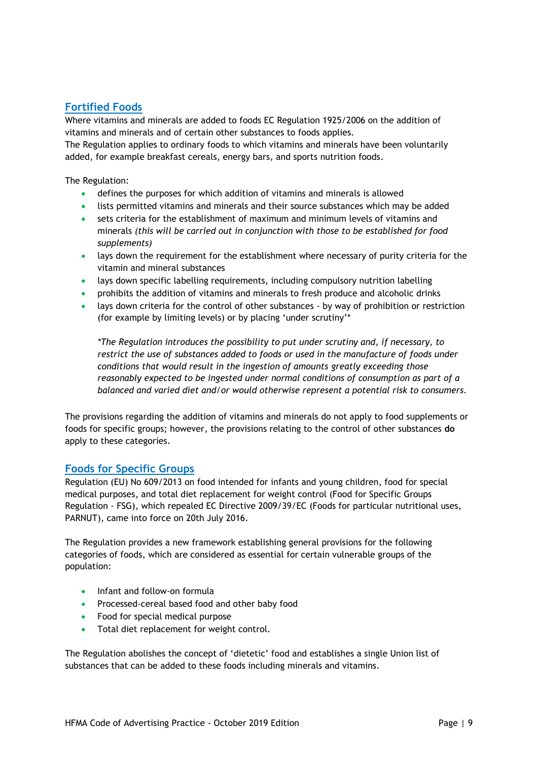## Fortified Foods

Where vitamins and minerals are added to foods EC Regulation 1925/2006 on the addition of vitamins and minerals and of certain other substances to foods applies.
The Regulation applies to ordinary foods to which vitamins and minerals have been voluntarily added, for example breakfast cereals, energy bars, and sports nutrition foods.

The Regulation:

- defines the purposes for which addition of vitamins and minerals is allowed
- lists permitted vitamins and minerals and their source substances which may be added
- sets criteria for the establishment of maximum and minimum levels of vitamins and minerals *(this will be carried out in conjunction with those to be established for food supplements)*
- lays down the requirement for the establishment where necessary of purity criteria for the vitamin and mineral substances
- lays down specific labelling requirements, including compulsory nutrition labelling
- prohibits the addition of vitamins and minerals to fresh produce and alcoholic drinks
- lays down criteria for the control of other substances - by way of prohibition or restriction (for example by limiting levels) or by placing 'under scrutiny'*

  *\*The Regulation introduces the possibility to put under scrutiny and, if necessary, to restrict the use of substances added to foods or used in the manufacture of foods under conditions that would result in the ingestion of amounts greatly exceeding those reasonably expected to be ingested under normal conditions of consumption as part of a balanced and varied diet and/or would otherwise represent a potential risk to consumers.*

The provisions regarding the addition of vitamins and minerals do not apply to food supplements or foods for specific groups; however, the provisions relating to the control of other substances **do** apply to these categories.

## Foods for Specific Groups

Regulation (EU) No 609/2013 on food intended for infants and young children, food for special medical purposes, and total diet replacement for weight control (Food for Specific Groups Regulation - FSG), which repealed EC Directive 2009/39/EC (Foods for particular nutritional uses, PARNUT), came into force on 20th July 2016.

The Regulation provides a new framework establishing general provisions for the following categories of foods, which are considered as essential for certain vulnerable groups of the population:

- Infant and follow-on formula
- Processed-cereal based food and other baby food
- Food for special medical purpose
- Total diet replacement for weight control.

The Regulation abolishes the concept of 'dietetic' food and establishes a single Union list of substances that can be added to these foods including minerals and vitamins.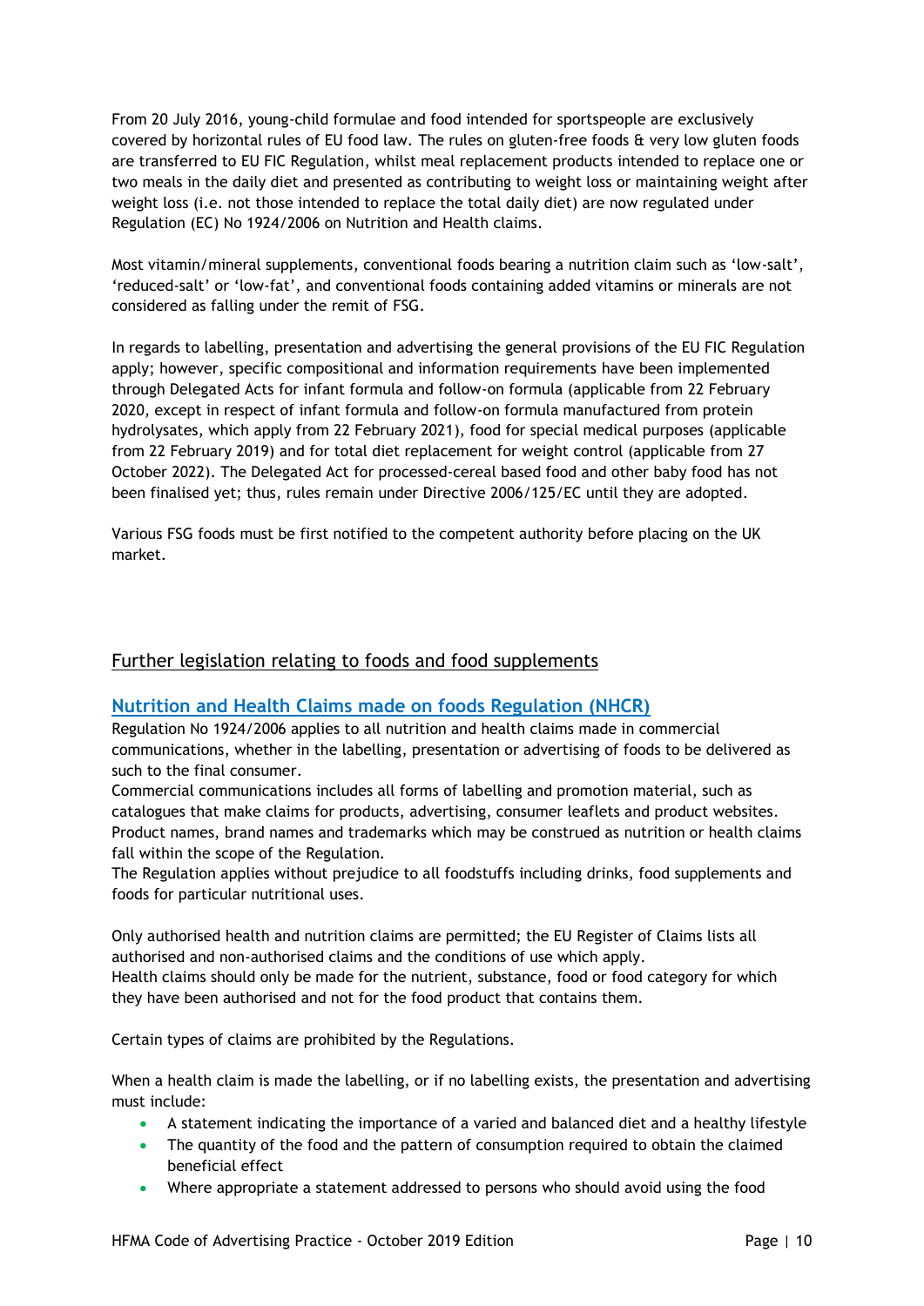From 20 July 2016, young-child formulae and food intended for sportspeople are exclusively covered by horizontal rules of EU food law. The rules on gluten-free foods & very low gluten foods are transferred to EU FIC Regulation, whilst meal replacement products intended to replace one or two meals in the daily diet and presented as contributing to weight loss or maintaining weight after weight loss (i.e. not those intended to replace the total daily diet) are now regulated under Regulation (EC) No 1924/2006 on Nutrition and Health claims.

Most vitamin/mineral supplements, conventional foods bearing a nutrition claim such as 'low-salt', 'reduced-salt' or 'low-fat', and conventional foods containing added vitamins or minerals are not considered as falling under the remit of FSG.

In regards to labelling, presentation and advertising the general provisions of the EU FIC Regulation apply; however, specific compositional and information requirements have been implemented through Delegated Acts for infant formula and follow-on formula (applicable from 22 February 2020, except in respect of infant formula and follow-on formula manufactured from protein hydrolysates, which apply from 22 February 2021), food for special medical purposes (applicable from 22 February 2019) and for total diet replacement for weight control (applicable from 27 October 2022). The Delegated Act for processed-cereal based food and other baby food has not been finalised yet; thus, rules remain under Directive 2006/125/EC until they are adopted.

Various FSG foods must be first notified to the competent authority before placing on the UK market.

## Further legislation relating to foods and food supplements

### Nutrition and Health Claims made on foods Regulation (NHCR)

Regulation No 1924/2006 applies to all nutrition and health claims made in commercial communications, whether in the labelling, presentation or advertising of foods to be delivered as such to the final consumer.

Commercial communications includes all forms of labelling and promotion material, such as catalogues that make claims for products, advertising, consumer leaflets and product websites. Product names, brand names and trademarks which may be construed as nutrition or health claims fall within the scope of the Regulation.

The Regulation applies without prejudice to all foodstuffs including drinks, food supplements and foods for particular nutritional uses.

Only authorised health and nutrition claims are permitted; the EU Register of Claims lists all authorised and non-authorised claims and the conditions of use which apply.

Health claims should only be made for the nutrient, substance, food or food category for which they have been authorised and not for the food product that contains them.

Certain types of claims are prohibited by the Regulations.

When a health claim is made the labelling, or if no labelling exists, the presentation and advertising must include:

- A statement indicating the importance of a varied and balanced diet and a healthy lifestyle
- The quantity of the food and the pattern of consumption required to obtain the claimed beneficial effect
- Where appropriate a statement addressed to persons who should avoid using the food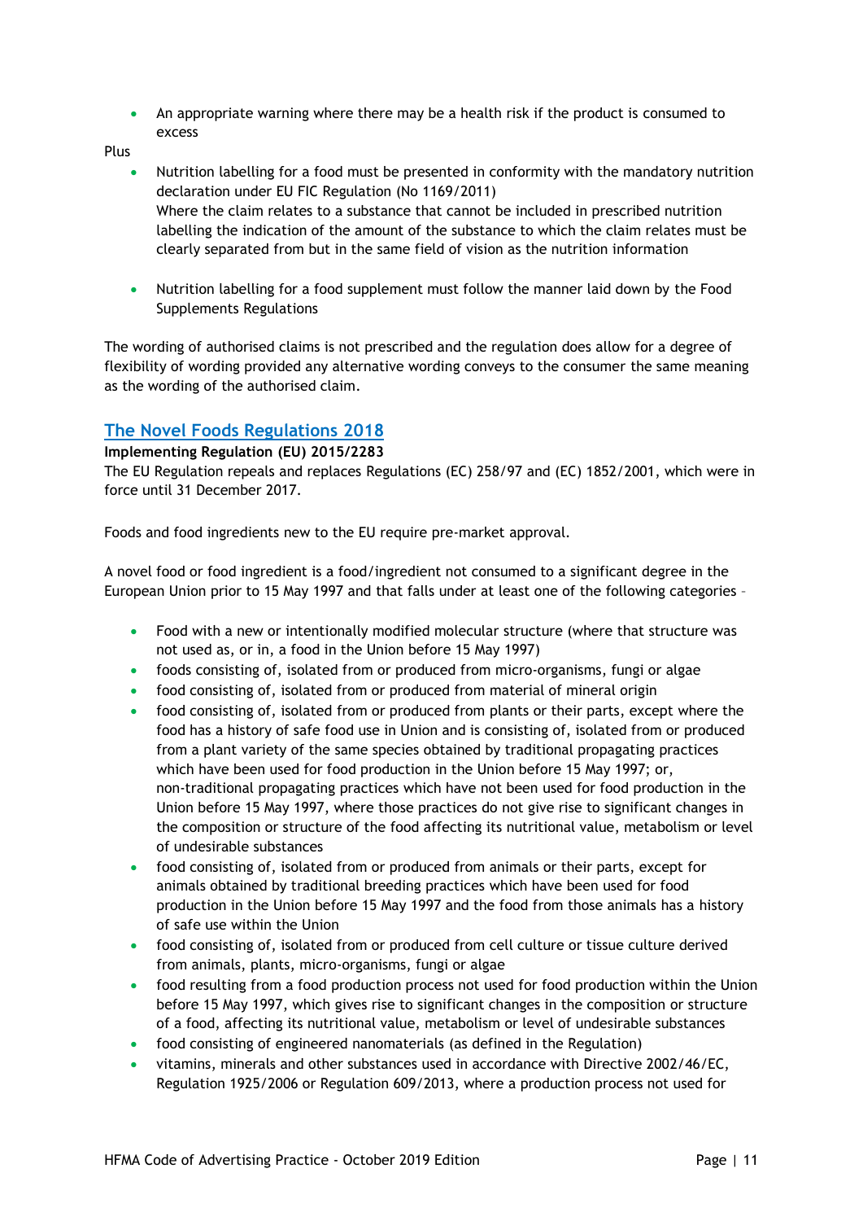- An appropriate warning where there may be a health risk if the product is consumed to excess

Plus

- Nutrition labelling for a food must be presented in conformity with the mandatory nutrition declaration under EU FIC Regulation (No 1169/2011)
  Where the claim relates to a substance that cannot be included in prescribed nutrition labelling the indication of the amount of the substance to which the claim relates must be clearly separated from but in the same field of vision as the nutrition information

- Nutrition labelling for a food supplement must follow the manner laid down by the Food Supplements Regulations

The wording of authorised claims is not prescribed and the regulation does allow for a degree of flexibility of wording provided any alternative wording conveys to the consumer the same meaning as the wording of the authorised claim.

## The Novel Foods Regulations 2018

**Implementing Regulation (EU) 2015/2283**

The EU Regulation repeals and replaces Regulations (EC) 258/97 and (EC) 1852/2001, which were in force until 31 December 2017.

Foods and food ingredients new to the EU require pre-market approval.

A novel food or food ingredient is a food/ingredient not consumed to a significant degree in the European Union prior to 15 May 1997 and that falls under at least one of the following categories –

- Food with a new or intentionally modified molecular structure (where that structure was not used as, or in, a food in the Union before 15 May 1997)
- foods consisting of, isolated from or produced from micro-organisms, fungi or algae
- food consisting of, isolated from or produced from material of mineral origin
- food consisting of, isolated from or produced from plants or their parts, except where the food has a history of safe food use in Union and is consisting of, isolated from or produced from a plant variety of the same species obtained by traditional propagating practices which have been used for food production in the Union before 15 May 1997; or, non-traditional propagating practices which have not been used for food production in the Union before 15 May 1997, where those practices do not give rise to significant changes in the composition or structure of the food affecting its nutritional value, metabolism or level of undesirable substances
- food consisting of, isolated from or produced from animals or their parts, except for animals obtained by traditional breeding practices which have been used for food production in the Union before 15 May 1997 and the food from those animals has a history of safe use within the Union
- food consisting of, isolated from or produced from cell culture or tissue culture derived from animals, plants, micro-organisms, fungi or algae
- food resulting from a food production process not used for food production within the Union before 15 May 1997, which gives rise to significant changes in the composition or structure of a food, affecting its nutritional value, metabolism or level of undesirable substances
- food consisting of engineered nanomaterials (as defined in the Regulation)
- vitamins, minerals and other substances used in accordance with Directive 2002/46/EC, Regulation 1925/2006 or Regulation 609/2013, where a production process not used for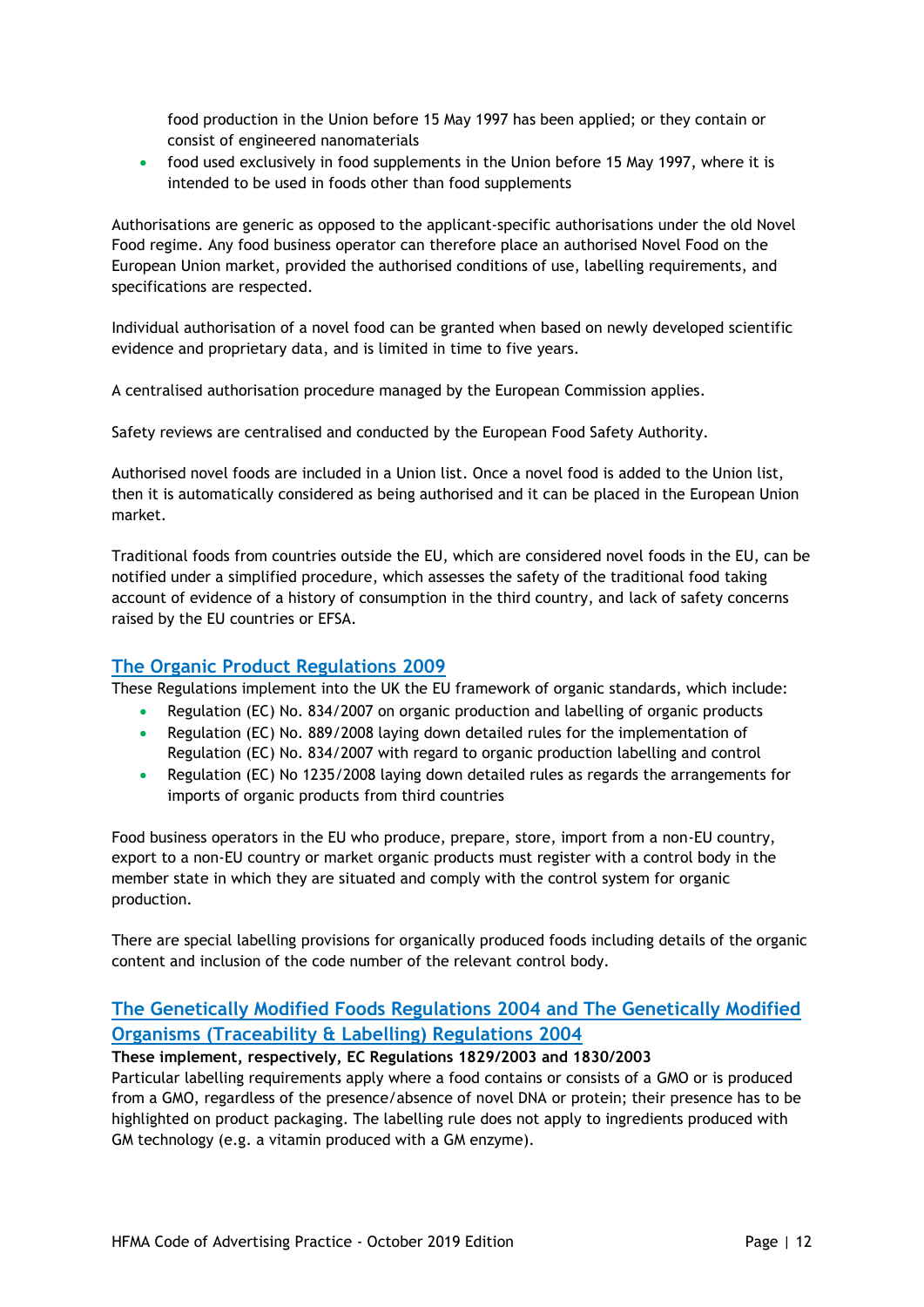food production in the Union before 15 May 1997 has been applied; or they contain or consist of engineered nanomaterials
- food used exclusively in food supplements in the Union before 15 May 1997, where it is intended to be used in foods other than food supplements

Authorisations are generic as opposed to the applicant-specific authorisations under the old Novel Food regime. Any food business operator can therefore place an authorised Novel Food on the European Union market, provided the authorised conditions of use, labelling requirements, and specifications are respected.

Individual authorisation of a novel food can be granted when based on newly developed scientific evidence and proprietary data, and is limited in time to five years.

A centralised authorisation procedure managed by the European Commission applies.

Safety reviews are centralised and conducted by the European Food Safety Authority.

Authorised novel foods are included in a Union list. Once a novel food is added to the Union list, then it is automatically considered as being authorised and it can be placed in the European Union market.

Traditional foods from countries outside the EU, which are considered novel foods in the EU, can be notified under a simplified procedure, which assesses the safety of the traditional food taking account of evidence of a history of consumption in the third country, and lack of safety concerns raised by the EU countries or EFSA.

## The Organic Product Regulations 2009

These Regulations implement into the UK the EU framework of organic standards, which include:

- Regulation (EC) No. 834/2007 on organic production and labelling of organic products
- Regulation (EC) No. 889/2008 laying down detailed rules for the implementation of Regulation (EC) No. 834/2007 with regard to organic production labelling and control
- Regulation (EC) No 1235/2008 laying down detailed rules as regards the arrangements for imports of organic products from third countries

Food business operators in the EU who produce, prepare, store, import from a non-EU country, export to a non-EU country or market organic products must register with a control body in the member state in which they are situated and comply with the control system for organic production.

There are special labelling provisions for organically produced foods including details of the organic content and inclusion of the code number of the relevant control body.

## The Genetically Modified Foods Regulations 2004 and The Genetically Modified Organisms (Traceability & Labelling) Regulations 2004

**These implement, respectively, EC Regulations 1829/2003 and 1830/2003**

Particular labelling requirements apply where a food contains or consists of a GMO or is produced from a GMO, regardless of the presence/absence of novel DNA or protein; their presence has to be highlighted on product packaging. The labelling rule does not apply to ingredients produced with GM technology (e.g. a vitamin produced with a GM enzyme).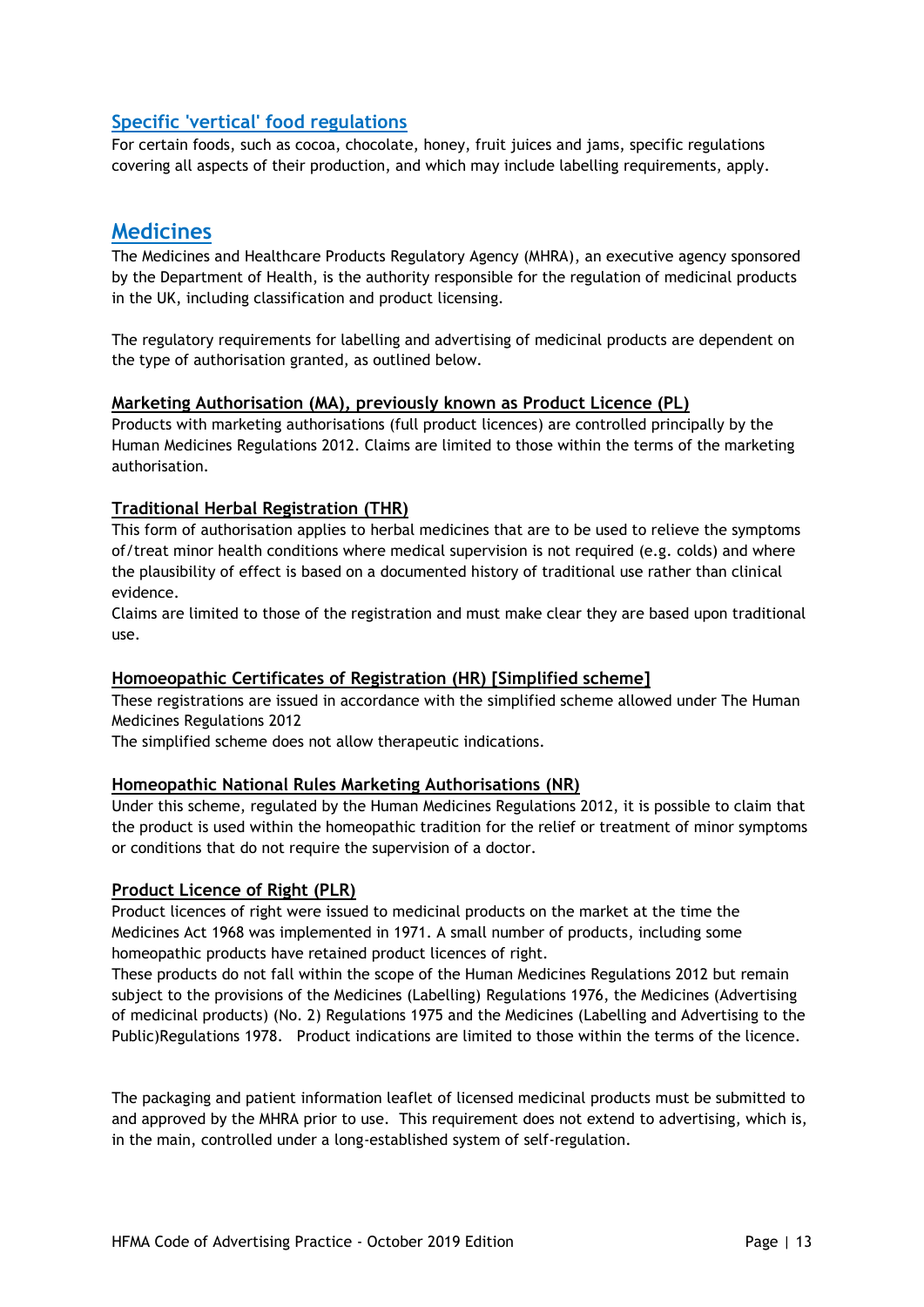### Specific 'vertical' food regulations

For certain foods, such as cocoa, chocolate, honey, fruit juices and jams, specific regulations covering all aspects of their production, and which may include labelling requirements, apply.

## Medicines

The Medicines and Healthcare Products Regulatory Agency (MHRA), an executive agency sponsored by the Department of Health, is the authority responsible for the regulation of medicinal products in the UK, including classification and product licensing.

The regulatory requirements for labelling and advertising of medicinal products are dependent on the type of authorisation granted, as outlined below.

#### Marketing Authorisation (MA), previously known as Product Licence (PL)

Products with marketing authorisations (full product licences) are controlled principally by the Human Medicines Regulations 2012. Claims are limited to those within the terms of the marketing authorisation.

#### Traditional Herbal Registration (THR)

This form of authorisation applies to herbal medicines that are to be used to relieve the symptoms of/treat minor health conditions where medical supervision is not required (e.g. colds) and where the plausibility of effect is based on a documented history of traditional use rather than clinical evidence.
Claims are limited to those of the registration and must make clear they are based upon traditional use.

#### Homoeopathic Certificates of Registration (HR) [Simplified scheme]

These registrations are issued in accordance with the simplified scheme allowed under The Human Medicines Regulations 2012
The simplified scheme does not allow therapeutic indications.

#### Homeopathic National Rules Marketing Authorisations (NR)

Under this scheme, regulated by the Human Medicines Regulations 2012, it is possible to claim that the product is used within the homeopathic tradition for the relief or treatment of minor symptoms or conditions that do not require the supervision of a doctor.

#### Product Licence of Right (PLR)

Product licences of right were issued to medicinal products on the market at the time the Medicines Act 1968 was implemented in 1971. A small number of products, including some homeopathic products have retained product licences of right.
These products do not fall within the scope of the Human Medicines Regulations 2012 but remain subject to the provisions of the Medicines (Labelling) Regulations 1976, the Medicines (Advertising of medicinal products) (No. 2) Regulations 1975 and the Medicines (Labelling and Advertising to the Public)Regulations 1978. Product indications are limited to those within the terms of the licence.

The packaging and patient information leaflet of licensed medicinal products must be submitted to and approved by the MHRA prior to use. This requirement does not extend to advertising, which is, in the main, controlled under a long-established system of self-regulation.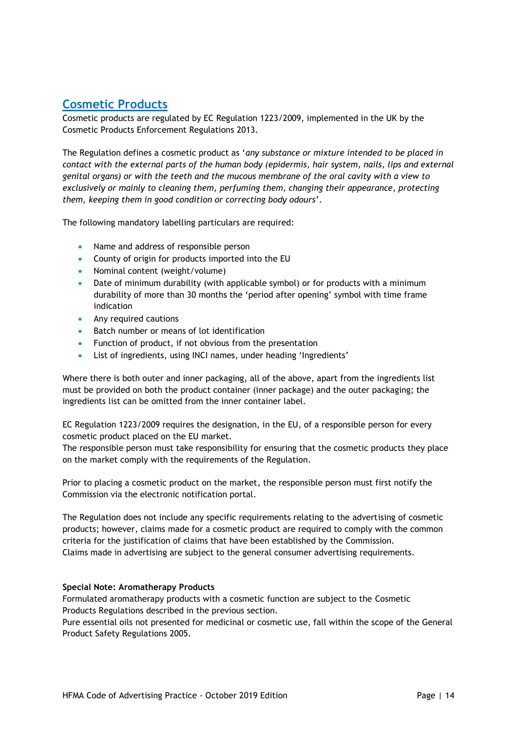## Cosmetic Products

Cosmetic products are regulated by EC Regulation 1223/2009, implemented in the UK by the Cosmetic Products Enforcement Regulations 2013.

The Regulation defines a cosmetic product as '*any substance or mixture intended to be placed in contact with the external parts of the human body (epidermis, hair system, nails, lips and external genital organs) or with the teeth and the mucous membrane of the oral cavity with a view to exclusively or mainly to cleaning them, perfuming them, changing their appearance, protecting them, keeping them in good condition or correcting body odours*'.

The following mandatory labelling particulars are required:

- Name and address of responsible person
- County of origin for products imported into the EU
- Nominal content (weight/volume)
- Date of minimum durability (with applicable symbol) or for products with a minimum durability of more than 30 months the 'period after opening' symbol with time frame indication
- Any required cautions
- Batch number or means of lot identification
- Function of product, if not obvious from the presentation
- List of ingredients, using INCI names, under heading 'Ingredients'

Where there is both outer and inner packaging, all of the above, apart from the ingredients list must be provided on both the product container (inner package) and the outer packaging; the ingredients list can be omitted from the inner container label.

EC Regulation 1223/2009 requires the designation, in the EU, of a responsible person for every cosmetic product placed on the EU market.
The responsible person must take responsibility for ensuring that the cosmetic products they place on the market comply with the requirements of the Regulation.

Prior to placing a cosmetic product on the market, the responsible person must first notify the Commission via the electronic notification portal.

The Regulation does not include any specific requirements relating to the advertising of cosmetic products; however, claims made for a cosmetic product are required to comply with the common criteria for the justification of claims that have been established by the Commission.
Claims made in advertising are subject to the general consumer advertising requirements.

**Special Note: Aromatherapy Products**
Formulated aromatherapy products with a cosmetic function are subject to the Cosmetic Products Regulations described in the previous section.
Pure essential oils not presented for medicinal or cosmetic use, fall within the scope of the General Product Safety Regulations 2005.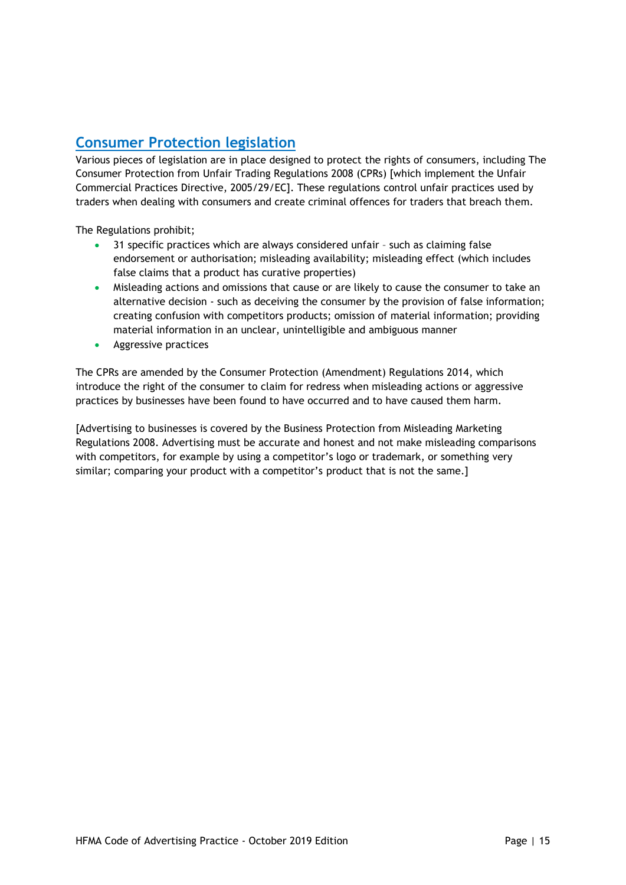## Consumer Protection legislation

Various pieces of legislation are in place designed to protect the rights of consumers, including The Consumer Protection from Unfair Trading Regulations 2008 (CPRs) [which implement the Unfair Commercial Practices Directive, 2005/29/EC]. These regulations control unfair practices used by traders when dealing with consumers and create criminal offences for traders that breach them.

The Regulations prohibit;

- 31 specific practices which are always considered unfair – such as claiming false endorsement or authorisation; misleading availability; misleading effect (which includes false claims that a product has curative properties)
- Misleading actions and omissions that cause or are likely to cause the consumer to take an alternative decision - such as deceiving the consumer by the provision of false information; creating confusion with competitors products; omission of material information; providing material information in an unclear, unintelligible and ambiguous manner
- Aggressive practices

The CPRs are amended by the Consumer Protection (Amendment) Regulations 2014, which introduce the right of the consumer to claim for redress when misleading actions or aggressive practices by businesses have been found to have occurred and to have caused them harm.

[Advertising to businesses is covered by the Business Protection from Misleading Marketing Regulations 2008. Advertising must be accurate and honest and not make misleading comparisons with competitors, for example by using a competitor's logo or trademark, or something very similar; comparing your product with a competitor's product that is not the same.]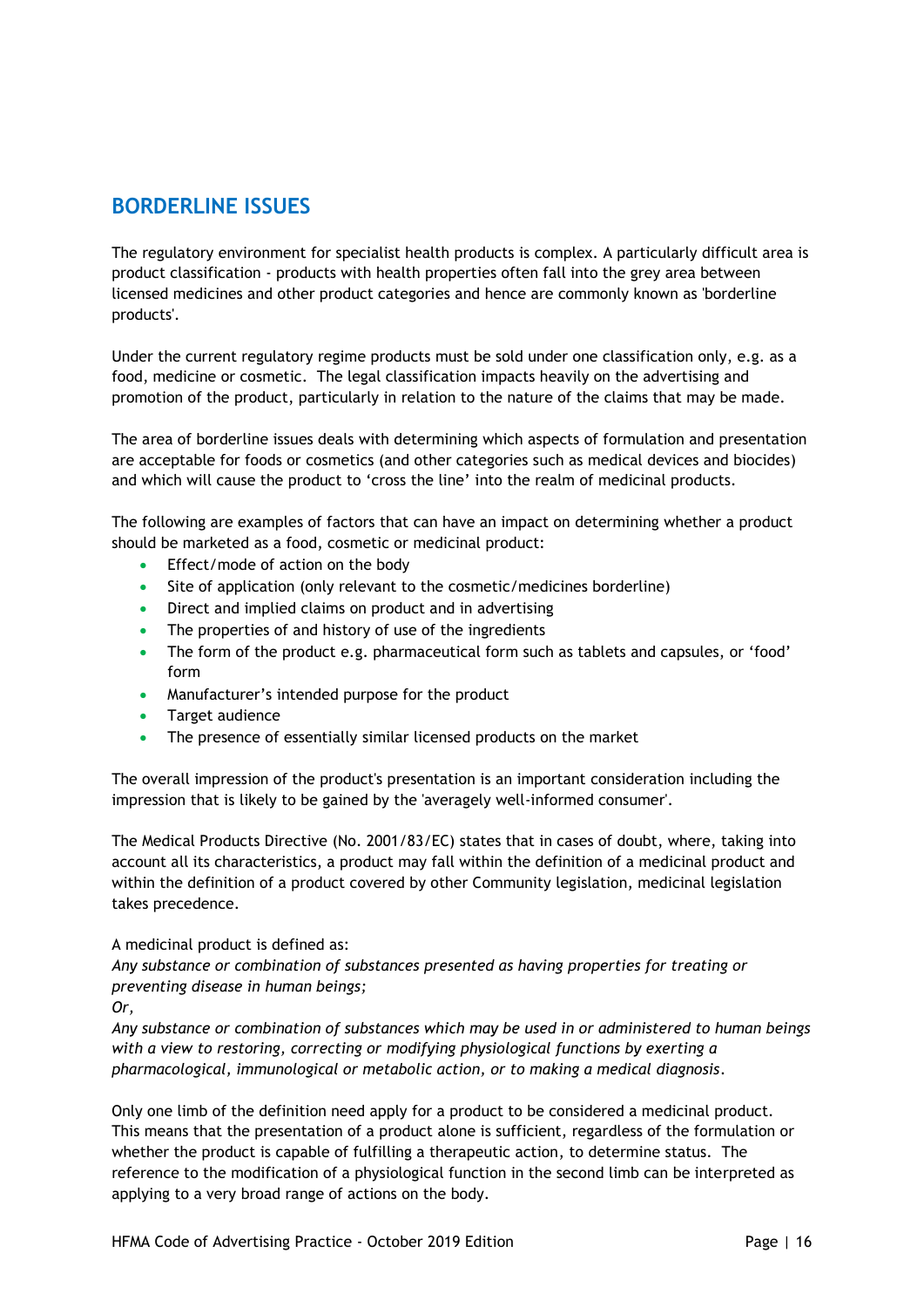## BORDERLINE ISSUES

The regulatory environment for specialist health products is complex. A particularly difficult area is product classification - products with health properties often fall into the grey area between licensed medicines and other product categories and hence are commonly known as 'borderline products'.

Under the current regulatory regime products must be sold under one classification only, e.g. as a food, medicine or cosmetic. The legal classification impacts heavily on the advertising and promotion of the product, particularly in relation to the nature of the claims that may be made.

The area of borderline issues deals with determining which aspects of formulation and presentation are acceptable for foods or cosmetics (and other categories such as medical devices and biocides) and which will cause the product to 'cross the line' into the realm of medicinal products.

The following are examples of factors that can have an impact on determining whether a product should be marketed as a food, cosmetic or medicinal product:

- Effect/mode of action on the body
- Site of application (only relevant to the cosmetic/medicines borderline)
- Direct and implied claims on product and in advertising
- The properties of and history of use of the ingredients
- The form of the product e.g. pharmaceutical form such as tablets and capsules, or 'food' form
- Manufacturer's intended purpose for the product
- Target audience
- The presence of essentially similar licensed products on the market

The overall impression of the product's presentation is an important consideration including the impression that is likely to be gained by the 'averagely well-informed consumer'.

The Medical Products Directive (No. 2001/83/EC) states that in cases of doubt, where, taking into account all its characteristics, a product may fall within the definition of a medicinal product and within the definition of a product covered by other Community legislation, medicinal legislation takes precedence.

A medicinal product is defined as:
*Any substance or combination of substances presented as having properties for treating or preventing disease in human beings;*
*Or,*
*Any substance or combination of substances which may be used in or administered to human beings with a view to restoring, correcting or modifying physiological functions by exerting a pharmacological, immunological or metabolic action, or to making a medical diagnosis.*

Only one limb of the definition need apply for a product to be considered a medicinal product. This means that the presentation of a product alone is sufficient, regardless of the formulation or whether the product is capable of fulfilling a therapeutic action, to determine status. The reference to the modification of a physiological function in the second limb can be interpreted as applying to a very broad range of actions on the body.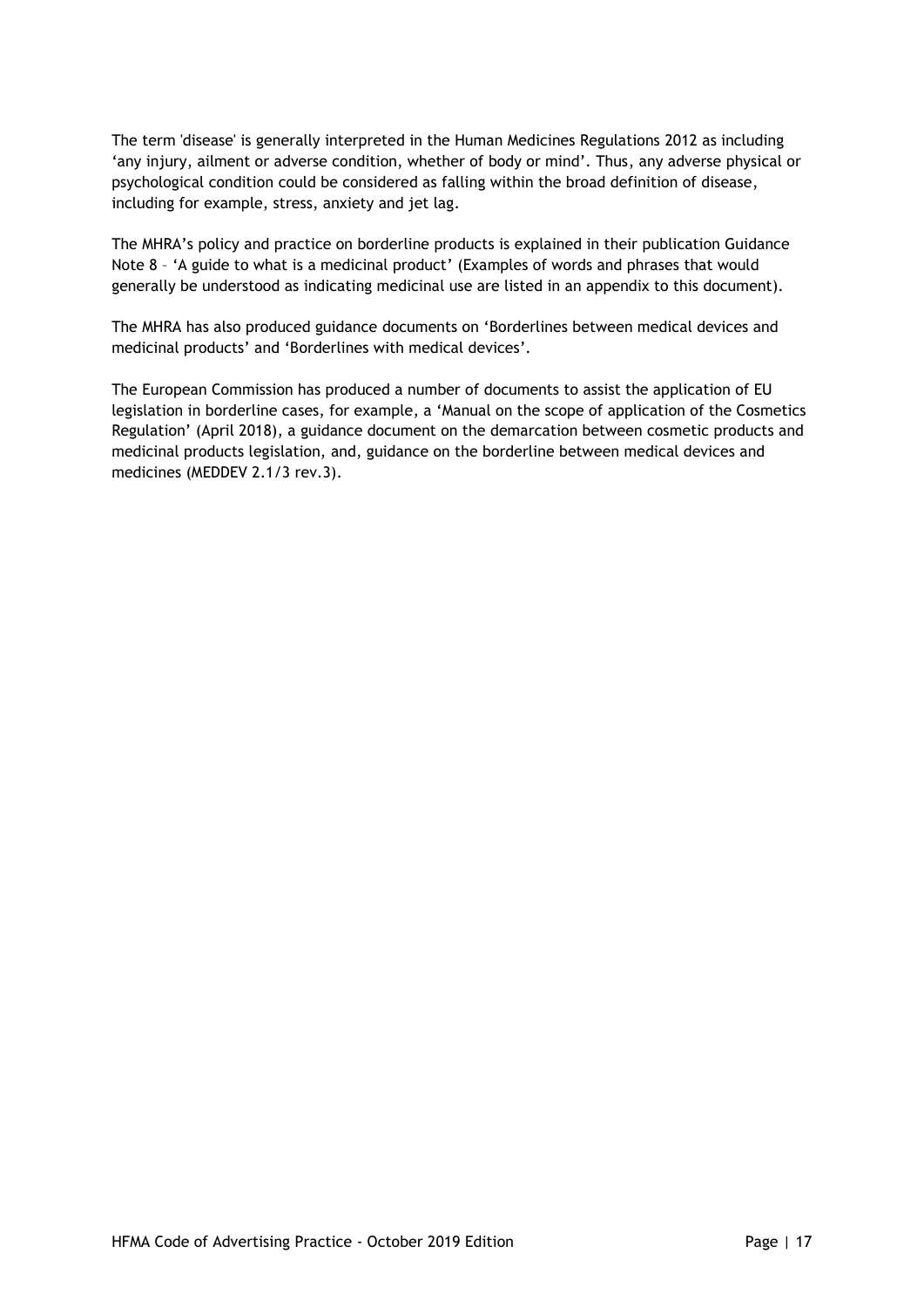The term 'disease' is generally interpreted in the Human Medicines Regulations 2012 as including 'any injury, ailment or adverse condition, whether of body or mind'. Thus, any adverse physical or psychological condition could be considered as falling within the broad definition of disease, including for example, stress, anxiety and jet lag.

The MHRA's policy and practice on borderline products is explained in their publication Guidance Note 8 – 'A guide to what is a medicinal product' (Examples of words and phrases that would generally be understood as indicating medicinal use are listed in an appendix to this document).

The MHRA has also produced guidance documents on 'Borderlines between medical devices and medicinal products' and 'Borderlines with medical devices'.

The European Commission has produced a number of documents to assist the application of EU legislation in borderline cases, for example, a 'Manual on the scope of application of the Cosmetics Regulation' (April 2018), a guidance document on the demarcation between cosmetic products and medicinal products legislation, and, guidance on the borderline between medical devices and medicines (MEDDEV 2.1/3 rev.3).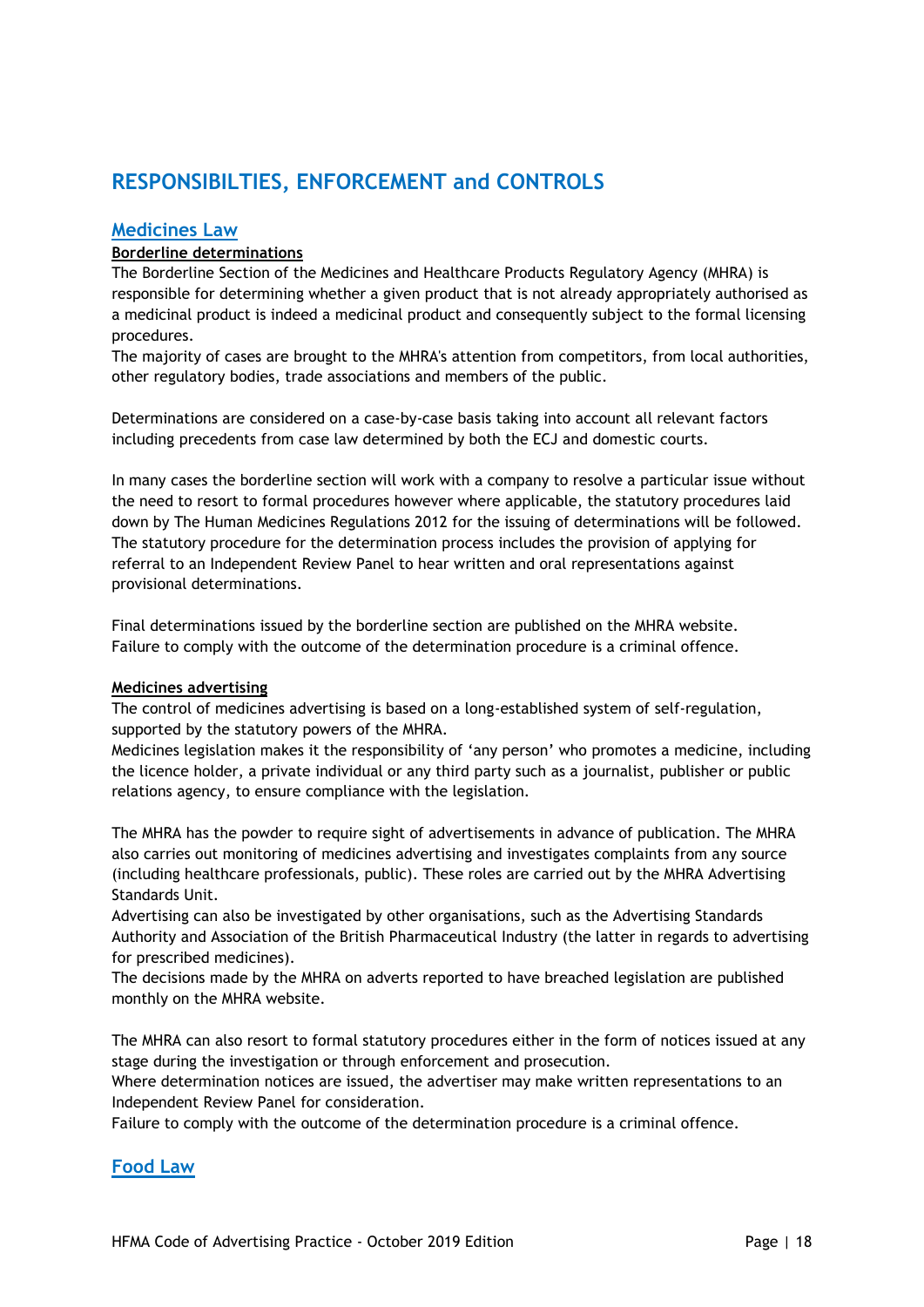# RESPONSIBILTIES, ENFORCEMENT and CONTROLS

## Medicines Law

**Borderline determinations**

The Borderline Section of the Medicines and Healthcare Products Regulatory Agency (MHRA) is responsible for determining whether a given product that is not already appropriately authorised as a medicinal product is indeed a medicinal product and consequently subject to the formal licensing procedures.

The majority of cases are brought to the MHRA's attention from competitors, from local authorities, other regulatory bodies, trade associations and members of the public.

Determinations are considered on a case-by-case basis taking into account all relevant factors including precedents from case law determined by both the ECJ and domestic courts.

In many cases the borderline section will work with a company to resolve a particular issue without the need to resort to formal procedures however where applicable, the statutory procedures laid down by The Human Medicines Regulations 2012 for the issuing of determinations will be followed. The statutory procedure for the determination process includes the provision of applying for referral to an Independent Review Panel to hear written and oral representations against provisional determinations.

Final determinations issued by the borderline section are published on the MHRA website. Failure to comply with the outcome of the determination procedure is a criminal offence.

**Medicines advertising**

The control of medicines advertising is based on a long-established system of self-regulation, supported by the statutory powers of the MHRA.

Medicines legislation makes it the responsibility of 'any person' who promotes a medicine, including the licence holder, a private individual or any third party such as a journalist, publisher or public relations agency, to ensure compliance with the legislation.

The MHRA has the powder to require sight of advertisements in advance of publication. The MHRA also carries out monitoring of medicines advertising and investigates complaints from any source (including healthcare professionals, public). These roles are carried out by the MHRA Advertising Standards Unit.

Advertising can also be investigated by other organisations, such as the Advertising Standards Authority and Association of the British Pharmaceutical Industry (the latter in regards to advertising for prescribed medicines).

The decisions made by the MHRA on adverts reported to have breached legislation are published monthly on the MHRA website.

The MHRA can also resort to formal statutory procedures either in the form of notices issued at any stage during the investigation or through enforcement and prosecution.

Where determination notices are issued, the advertiser may make written representations to an Independent Review Panel for consideration.

Failure to comply with the outcome of the determination procedure is a criminal offence.

## Food Law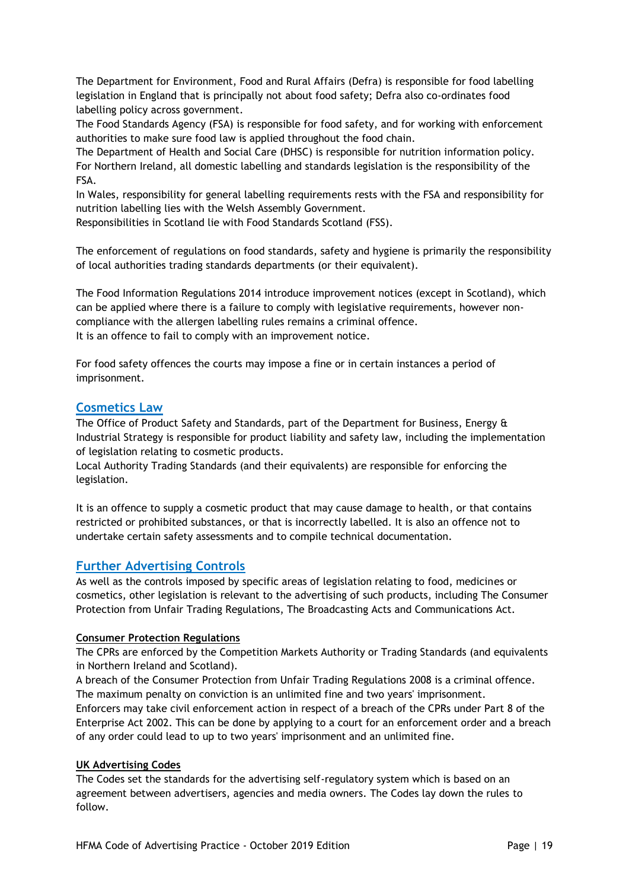The Department for Environment, Food and Rural Affairs (Defra) is responsible for food labelling legislation in England that is principally not about food safety; Defra also co-ordinates food labelling policy across government.
The Food Standards Agency (FSA) is responsible for food safety, and for working with enforcement authorities to make sure food law is applied throughout the food chain.
The Department of Health and Social Care (DHSC) is responsible for nutrition information policy.
For Northern Ireland, all domestic labelling and standards legislation is the responsibility of the FSA.
In Wales, responsibility for general labelling requirements rests with the FSA and responsibility for nutrition labelling lies with the Welsh Assembly Government.
Responsibilities in Scotland lie with Food Standards Scotland (FSS).

The enforcement of regulations on food standards, safety and hygiene is primarily the responsibility of local authorities trading standards departments (or their equivalent).

The Food Information Regulations 2014 introduce improvement notices (except in Scotland), which can be applied where there is a failure to comply with legislative requirements, however non-compliance with the allergen labelling rules remains a criminal offence.
It is an offence to fail to comply with an improvement notice.

For food safety offences the courts may impose a fine or in certain instances a period of imprisonment.

## Cosmetics Law

The Office of Product Safety and Standards, part of the Department for Business, Energy & Industrial Strategy is responsible for product liability and safety law, including the implementation of legislation relating to cosmetic products.
Local Authority Trading Standards (and their equivalents) are responsible for enforcing the legislation.

It is an offence to supply a cosmetic product that may cause damage to health, or that contains restricted or prohibited substances, or that is incorrectly labelled. It is also an offence not to undertake certain safety assessments and to compile technical documentation.

## Further Advertising Controls

As well as the controls imposed by specific areas of legislation relating to food, medicines or cosmetics, other legislation is relevant to the advertising of such products, including The Consumer Protection from Unfair Trading Regulations, The Broadcasting Acts and Communications Act.

### Consumer Protection Regulations

The CPRs are enforced by the Competition Markets Authority or Trading Standards (and equivalents in Northern Ireland and Scotland).
A breach of the Consumer Protection from Unfair Trading Regulations 2008 is a criminal offence. The maximum penalty on conviction is an unlimited fine and two years' imprisonment.
Enforcers may take civil enforcement action in respect of a breach of the CPRs under Part 8 of the Enterprise Act 2002. This can be done by applying to a court for an enforcement order and a breach of any order could lead to up to two years' imprisonment and an unlimited fine.

### UK Advertising Codes

The Codes set the standards for the advertising self-regulatory system which is based on an agreement between advertisers, agencies and media owners. The Codes lay down the rules to follow.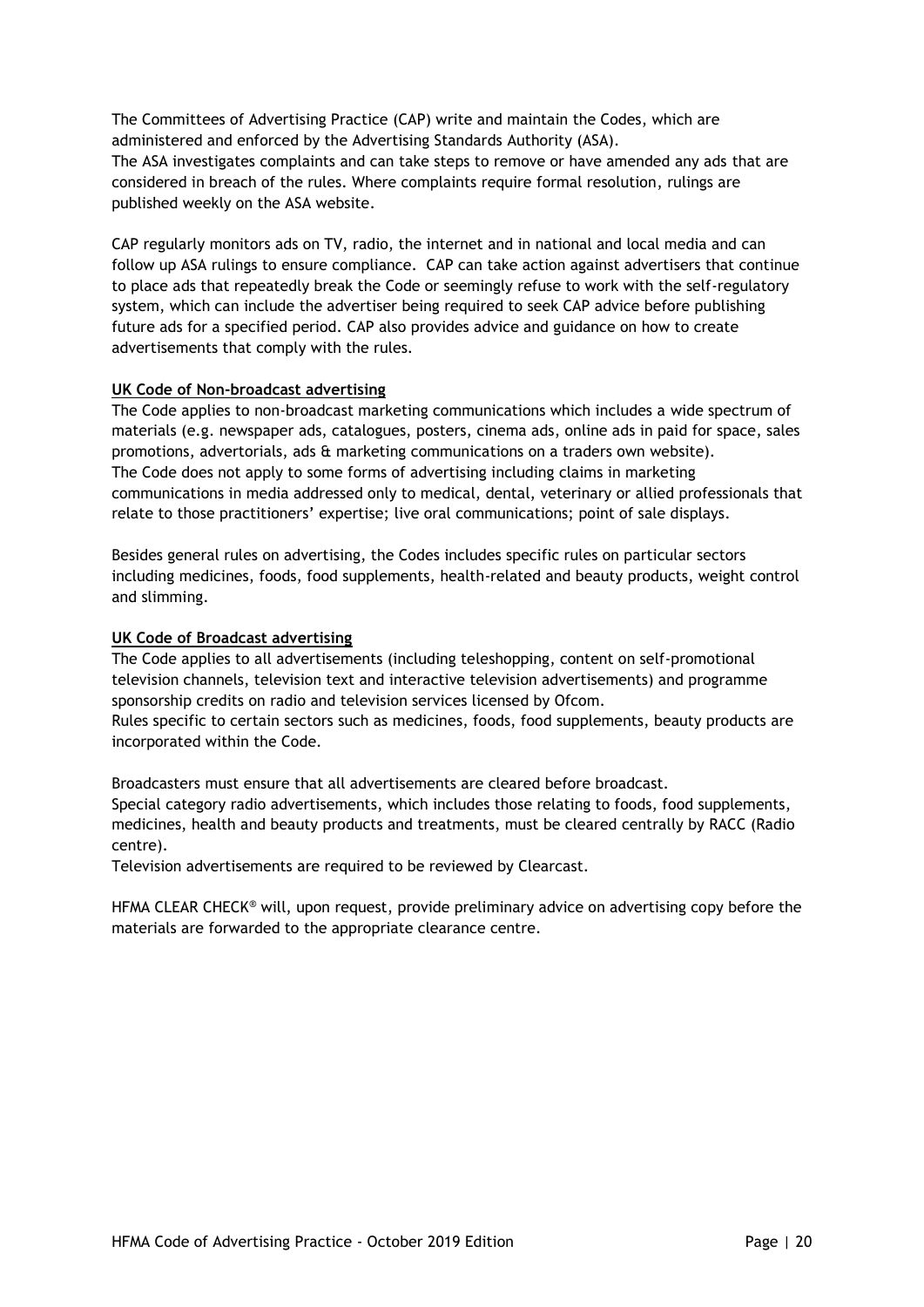The Committees of Advertising Practice (CAP) write and maintain the Codes, which are administered and enforced by the Advertising Standards Authority (ASA).
The ASA investigates complaints and can take steps to remove or have amended any ads that are considered in breach of the rules. Where complaints require formal resolution, rulings are published weekly on the ASA website.

CAP regularly monitors ads on TV, radio, the internet and in national and local media and can follow up ASA rulings to ensure compliance. CAP can take action against advertisers that continue to place ads that repeatedly break the Code or seemingly refuse to work with the self-regulatory system, which can include the advertiser being required to seek CAP advice before publishing future ads for a specified period. CAP also provides advice and guidance on how to create advertisements that comply with the rules.

**UK Code of Non-broadcast advertising**

The Code applies to non-broadcast marketing communications which includes a wide spectrum of materials (e.g. newspaper ads, catalogues, posters, cinema ads, online ads in paid for space, sales promotions, advertorials, ads & marketing communications on a traders own website).
The Code does not apply to some forms of advertising including claims in marketing communications in media addressed only to medical, dental, veterinary or allied professionals that relate to those practitioners' expertise; live oral communications; point of sale displays.

Besides general rules on advertising, the Codes includes specific rules on particular sectors including medicines, foods, food supplements, health-related and beauty products, weight control and slimming.

**UK Code of Broadcast advertising**

The Code applies to all advertisements (including teleshopping, content on self-promotional television channels, television text and interactive television advertisements) and programme sponsorship credits on radio and television services licensed by Ofcom.
Rules specific to certain sectors such as medicines, foods, food supplements, beauty products are incorporated within the Code.

Broadcasters must ensure that all advertisements are cleared before broadcast.
Special category radio advertisements, which includes those relating to foods, food supplements, medicines, health and beauty products and treatments, must be cleared centrally by RACC (Radio centre).
Television advertisements are required to be reviewed by Clearcast.

HFMA CLEAR CHECK® will, upon request, provide preliminary advice on advertising copy before the materials are forwarded to the appropriate clearance centre.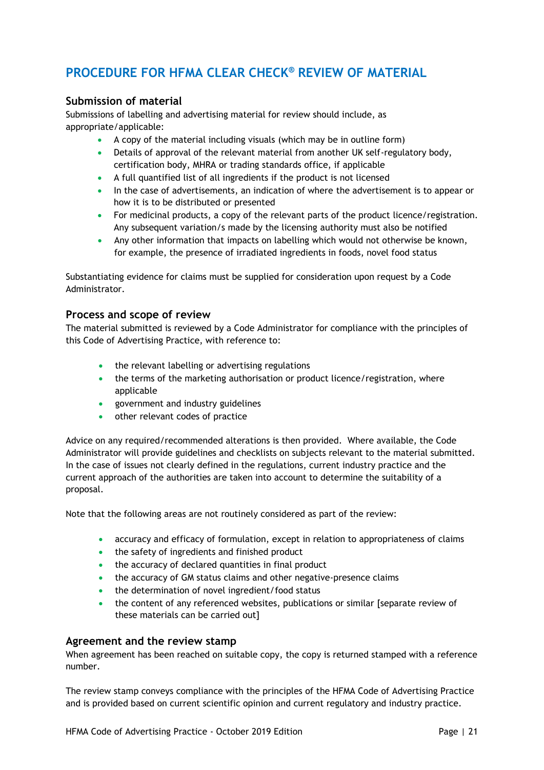# PROCEDURE FOR HFMA CLEAR CHECK® REVIEW OF MATERIAL

## Submission of material

Submissions of labelling and advertising material for review should include, as appropriate/applicable:

- A copy of the material including visuals (which may be in outline form)
- Details of approval of the relevant material from another UK self-regulatory body, certification body, MHRA or trading standards office, if applicable
- A full quantified list of all ingredients if the product is not licensed
- In the case of advertisements, an indication of where the advertisement is to appear or how it is to be distributed or presented
- For medicinal products, a copy of the relevant parts of the product licence/registration. Any subsequent variation/s made by the licensing authority must also be notified
- Any other information that impacts on labelling which would not otherwise be known, for example, the presence of irradiated ingredients in foods, novel food status

Substantiating evidence for claims must be supplied for consideration upon request by a Code Administrator.

## Process and scope of review

The material submitted is reviewed by a Code Administrator for compliance with the principles of this Code of Advertising Practice, with reference to:

- the relevant labelling or advertising regulations
- the terms of the marketing authorisation or product licence/registration, where applicable
- government and industry guidelines
- other relevant codes of practice

Advice on any required/recommended alterations is then provided. Where available, the Code Administrator will provide guidelines and checklists on subjects relevant to the material submitted. In the case of issues not clearly defined in the regulations, current industry practice and the current approach of the authorities are taken into account to determine the suitability of a proposal.

Note that the following areas are not routinely considered as part of the review:

- accuracy and efficacy of formulation, except in relation to appropriateness of claims
- the safety of ingredients and finished product
- the accuracy of declared quantities in final product
- the accuracy of GM status claims and other negative-presence claims
- the determination of novel ingredient/food status
- the content of any referenced websites, publications or similar [separate review of these materials can be carried out]

## Agreement and the review stamp

When agreement has been reached on suitable copy, the copy is returned stamped with a reference number.

The review stamp conveys compliance with the principles of the HFMA Code of Advertising Practice and is provided based on current scientific opinion and current regulatory and industry practice.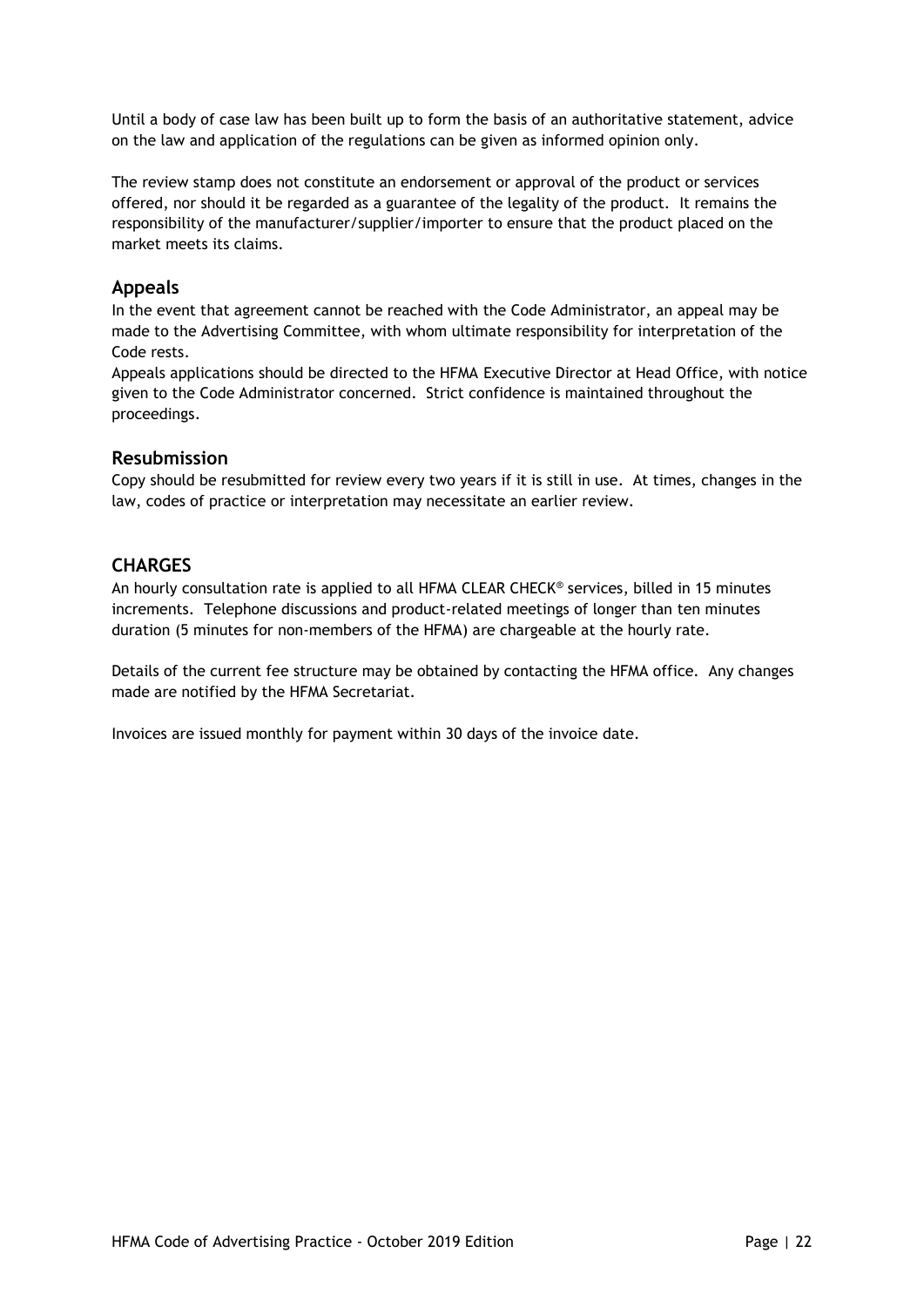Until a body of case law has been built up to form the basis of an authoritative statement, advice on the law and application of the regulations can be given as informed opinion only.

The review stamp does not constitute an endorsement or approval of the product or services offered, nor should it be regarded as a guarantee of the legality of the product. It remains the responsibility of the manufacturer/supplier/importer to ensure that the product placed on the market meets its claims.

### Appeals

In the event that agreement cannot be reached with the Code Administrator, an appeal may be made to the Advertising Committee, with whom ultimate responsibility for interpretation of the Code rests.

Appeals applications should be directed to the HFMA Executive Director at Head Office, with notice given to the Code Administrator concerned. Strict confidence is maintained throughout the proceedings.

### Resubmission

Copy should be resubmitted for review every two years if it is still in use. At times, changes in the law, codes of practice or interpretation may necessitate an earlier review.

## CHARGES

An hourly consultation rate is applied to all HFMA CLEAR CHECK® services, billed in 15 minutes increments. Telephone discussions and product-related meetings of longer than ten minutes duration (5 minutes for non-members of the HFMA) are chargeable at the hourly rate.

Details of the current fee structure may be obtained by contacting the HFMA office. Any changes made are notified by the HFMA Secretariat.

Invoices are issued monthly for payment within 30 days of the invoice date.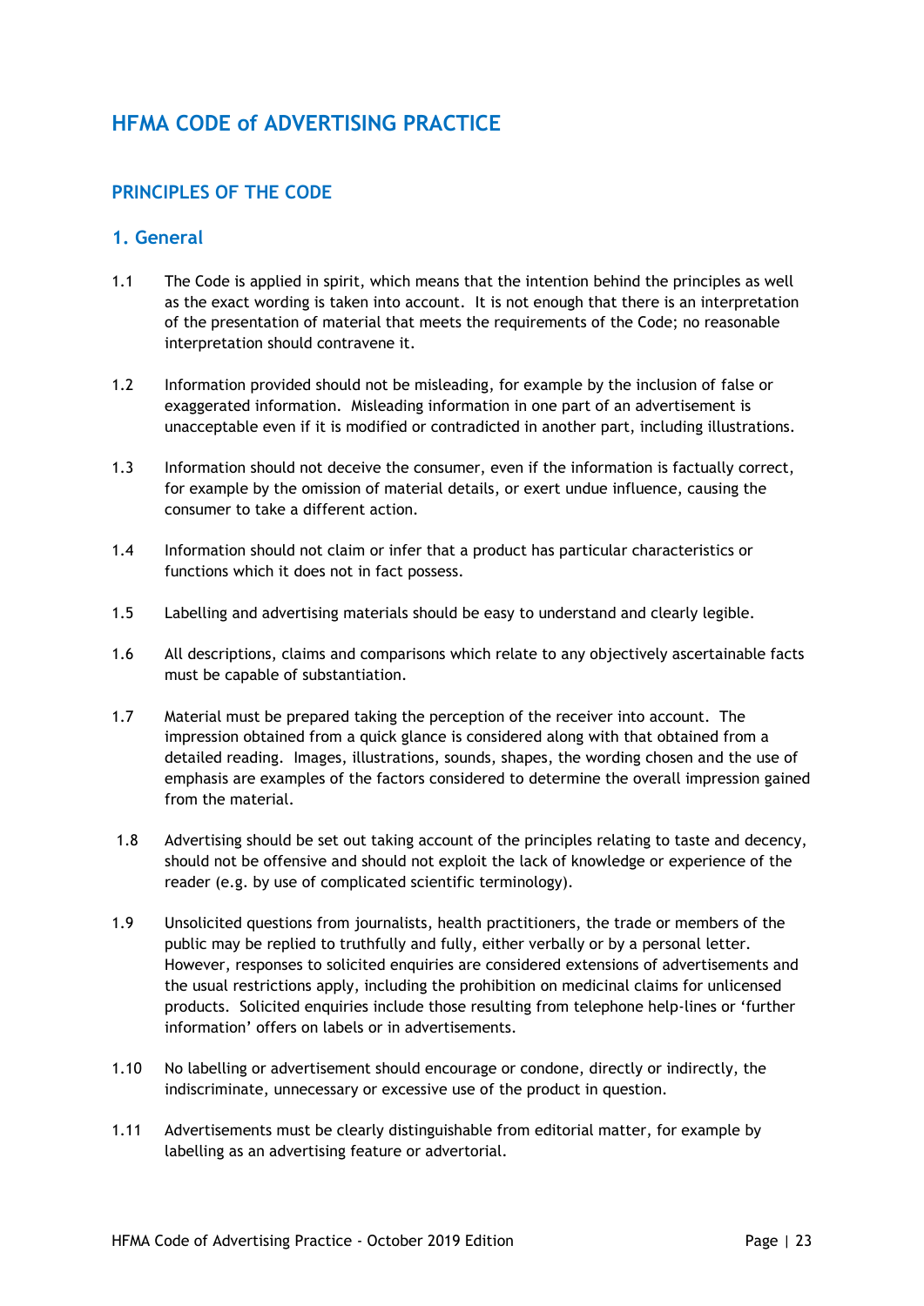# HFMA CODE of ADVERTISING PRACTICE

## PRINCIPLES OF THE CODE

### 1. General

1.1 The Code is applied in spirit, which means that the intention behind the principles as well as the exact wording is taken into account. It is not enough that there is an interpretation of the presentation of material that meets the requirements of the Code; no reasonable interpretation should contravene it.

1.2 Information provided should not be misleading, for example by the inclusion of false or exaggerated information. Misleading information in one part of an advertisement is unacceptable even if it is modified or contradicted in another part, including illustrations.

1.3 Information should not deceive the consumer, even if the information is factually correct, for example by the omission of material details, or exert undue influence, causing the consumer to take a different action.

1.4 Information should not claim or infer that a product has particular characteristics or functions which it does not in fact possess.

1.5 Labelling and advertising materials should be easy to understand and clearly legible.

1.6 All descriptions, claims and comparisons which relate to any objectively ascertainable facts must be capable of substantiation.

1.7 Material must be prepared taking the perception of the receiver into account. The impression obtained from a quick glance is considered along with that obtained from a detailed reading. Images, illustrations, sounds, shapes, the wording chosen and the use of emphasis are examples of the factors considered to determine the overall impression gained from the material.

1.8 Advertising should be set out taking account of the principles relating to taste and decency, should not be offensive and should not exploit the lack of knowledge or experience of the reader (e.g. by use of complicated scientific terminology).

1.9 Unsolicited questions from journalists, health practitioners, the trade or members of the public may be replied to truthfully and fully, either verbally or by a personal letter. However, responses to solicited enquiries are considered extensions of advertisements and the usual restrictions apply, including the prohibition on medicinal claims for unlicensed products. Solicited enquiries include those resulting from telephone help-lines or 'further information' offers on labels or in advertisements.

1.10 No labelling or advertisement should encourage or condone, directly or indirectly, the indiscriminate, unnecessary or excessive use of the product in question.

1.11 Advertisements must be clearly distinguishable from editorial matter, for example by labelling as an advertising feature or advertorial.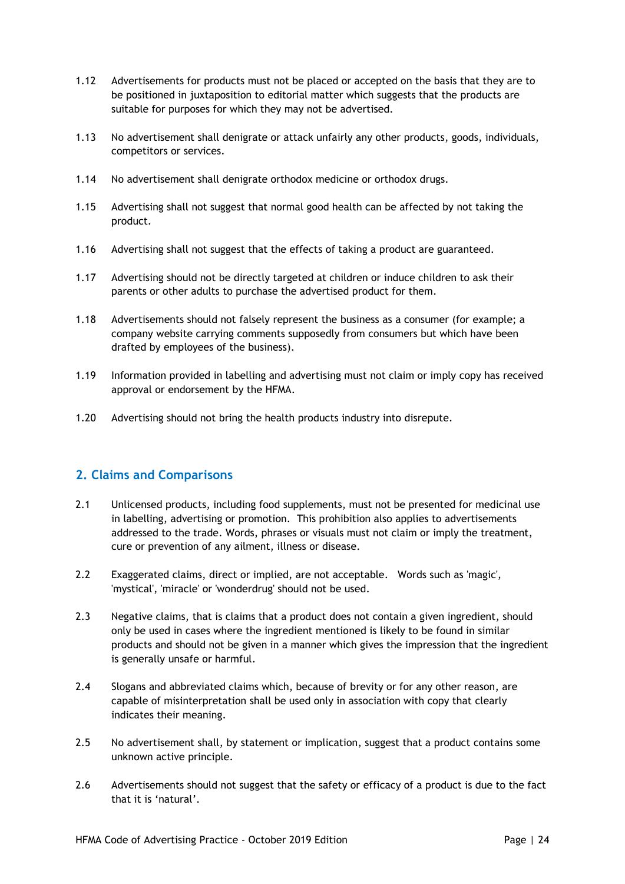1.12 Advertisements for products must not be placed or accepted on the basis that they are to be positioned in juxtaposition to editorial matter which suggests that the products are suitable for purposes for which they may not be advertised.

1.13 No advertisement shall denigrate or attack unfairly any other products, goods, individuals, competitors or services.

1.14 No advertisement shall denigrate orthodox medicine or orthodox drugs.

1.15 Advertising shall not suggest that normal good health can be affected by not taking the product.

1.16 Advertising shall not suggest that the effects of taking a product are guaranteed.

1.17 Advertising should not be directly targeted at children or induce children to ask their parents or other adults to purchase the advertised product for them.

1.18 Advertisements should not falsely represent the business as a consumer (for example; a company website carrying comments supposedly from consumers but which have been drafted by employees of the business).

1.19 Information provided in labelling and advertising must not claim or imply copy has received approval or endorsement by the HFMA.

1.20 Advertising should not bring the health products industry into disrepute.

## 2. Claims and Comparisons

2.1 Unlicensed products, including food supplements, must not be presented for medicinal use in labelling, advertising or promotion. This prohibition also applies to advertisements addressed to the trade. Words, phrases or visuals must not claim or imply the treatment, cure or prevention of any ailment, illness or disease.

2.2 Exaggerated claims, direct or implied, are not acceptable. Words such as 'magic', 'mystical', 'miracle' or 'wonderdrug' should not be used.

2.3 Negative claims, that is claims that a product does not contain a given ingredient, should only be used in cases where the ingredient mentioned is likely to be found in similar products and should not be given in a manner which gives the impression that the ingredient is generally unsafe or harmful.

2.4 Slogans and abbreviated claims which, because of brevity or for any other reason, are capable of misinterpretation shall be used only in association with copy that clearly indicates their meaning.

2.5 No advertisement shall, by statement or implication, suggest that a product contains some unknown active principle.

2.6 Advertisements should not suggest that the safety or efficacy of a product is due to the fact that it is 'natural'.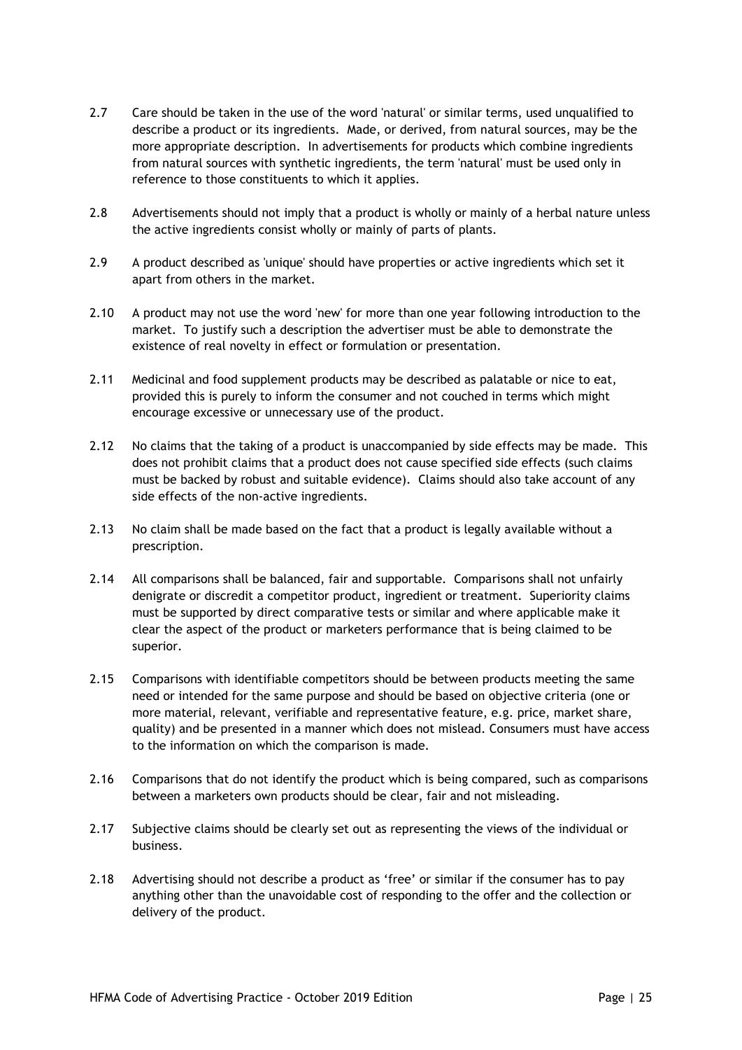2.7 Care should be taken in the use of the word 'natural' or similar terms, used unqualified to describe a product or its ingredients. Made, or derived, from natural sources, may be the more appropriate description. In advertisements for products which combine ingredients from natural sources with synthetic ingredients, the term 'natural' must be used only in reference to those constituents to which it applies.

2.8 Advertisements should not imply that a product is wholly or mainly of a herbal nature unless the active ingredients consist wholly or mainly of parts of plants.

2.9 A product described as 'unique' should have properties or active ingredients which set it apart from others in the market.

2.10 A product may not use the word 'new' for more than one year following introduction to the market. To justify such a description the advertiser must be able to demonstrate the existence of real novelty in effect or formulation or presentation.

2.11 Medicinal and food supplement products may be described as palatable or nice to eat, provided this is purely to inform the consumer and not couched in terms which might encourage excessive or unnecessary use of the product.

2.12 No claims that the taking of a product is unaccompanied by side effects may be made. This does not prohibit claims that a product does not cause specified side effects (such claims must be backed by robust and suitable evidence). Claims should also take account of any side effects of the non-active ingredients.

2.13 No claim shall be made based on the fact that a product is legally available without a prescription.

2.14 All comparisons shall be balanced, fair and supportable. Comparisons shall not unfairly denigrate or discredit a competitor product, ingredient or treatment. Superiority claims must be supported by direct comparative tests or similar and where applicable make it clear the aspect of the product or marketers performance that is being claimed to be superior.

2.15 Comparisons with identifiable competitors should be between products meeting the same need or intended for the same purpose and should be based on objective criteria (one or more material, relevant, verifiable and representative feature, e.g. price, market share, quality) and be presented in a manner which does not mislead. Consumers must have access to the information on which the comparison is made.

2.16 Comparisons that do not identify the product which is being compared, such as comparisons between a marketers own products should be clear, fair and not misleading.

2.17 Subjective claims should be clearly set out as representing the views of the individual or business.

2.18 Advertising should not describe a product as 'free' or similar if the consumer has to pay anything other than the unavoidable cost of responding to the offer and the collection or delivery of the product.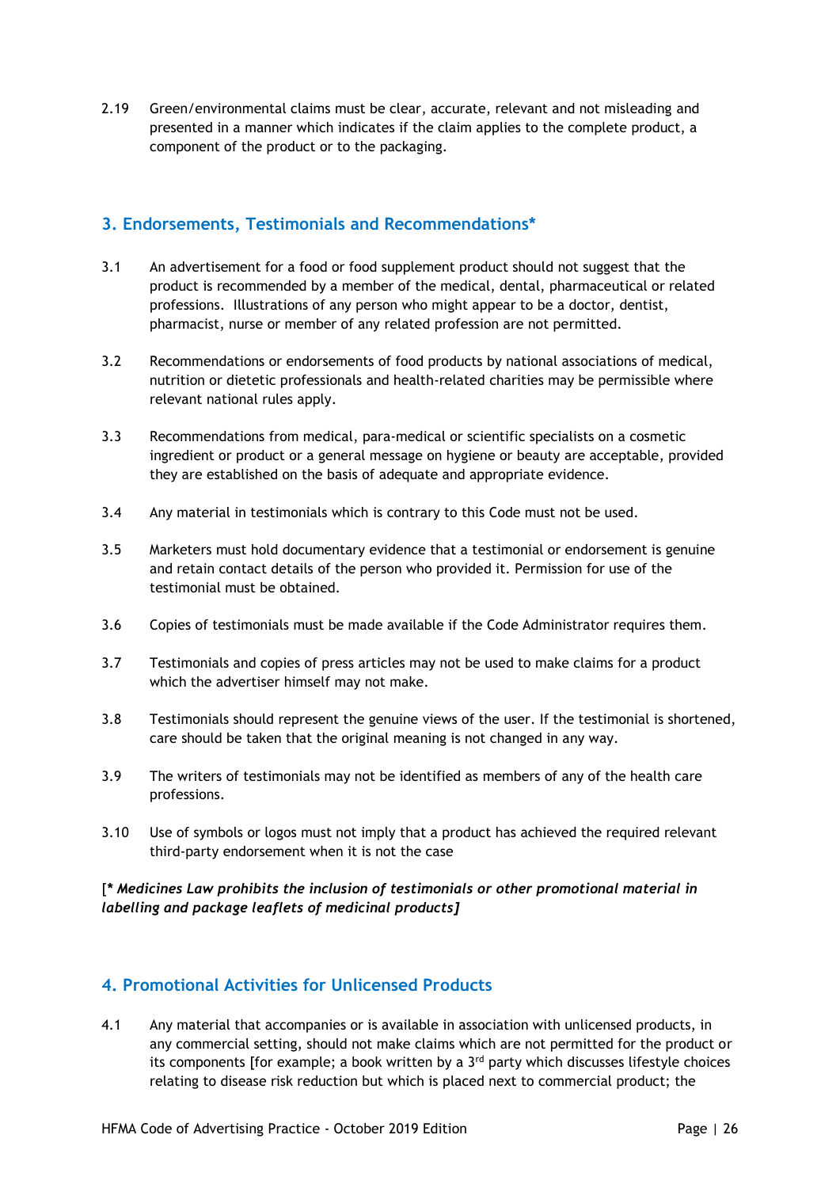2.19 Green/environmental claims must be clear, accurate, relevant and not misleading and presented in a manner which indicates if the claim applies to the complete product, a component of the product or to the packaging.

## 3. Endorsements, Testimonials and Recommendations*

3.1 An advertisement for a food or food supplement product should not suggest that the product is recommended by a member of the medical, dental, pharmaceutical or related professions. Illustrations of any person who might appear to be a doctor, dentist, pharmacist, nurse or member of any related profession are not permitted.

3.2 Recommendations or endorsements of food products by national associations of medical, nutrition or dietetic professionals and health-related charities may be permissible where relevant national rules apply.

3.3 Recommendations from medical, para-medical or scientific specialists on a cosmetic ingredient or product or a general message on hygiene or beauty are acceptable, provided they are established on the basis of adequate and appropriate evidence.

3.4 Any material in testimonials which is contrary to this Code must not be used.

3.5 Marketers must hold documentary evidence that a testimonial or endorsement is genuine and retain contact details of the person who provided it. Permission for use of the testimonial must be obtained.

3.6 Copies of testimonials must be made available if the Code Administrator requires them.

3.7 Testimonials and copies of press articles may not be used to make claims for a product which the advertiser himself may not make.

3.8 Testimonials should represent the genuine views of the user. If the testimonial is shortened, care should be taken that the original meaning is not changed in any way.

3.9 The writers of testimonials may not be identified as members of any of the health care professions.

3.10 Use of symbols or logos must not imply that a product has achieved the required relevant third-party endorsement when it is not the case

[*** *Medicines Law prohibits the inclusion of testimonials or other promotional material in labelling and package leaflets of medicinal products]***

## 4. Promotional Activities for Unlicensed Products

4.1 Any material that accompanies or is available in association with unlicensed products, in any commercial setting, should not make claims which are not permitted for the product or its components [for example; a book written by a 3rd party which discusses lifestyle choices relating to disease risk reduction but which is placed next to commercial product; the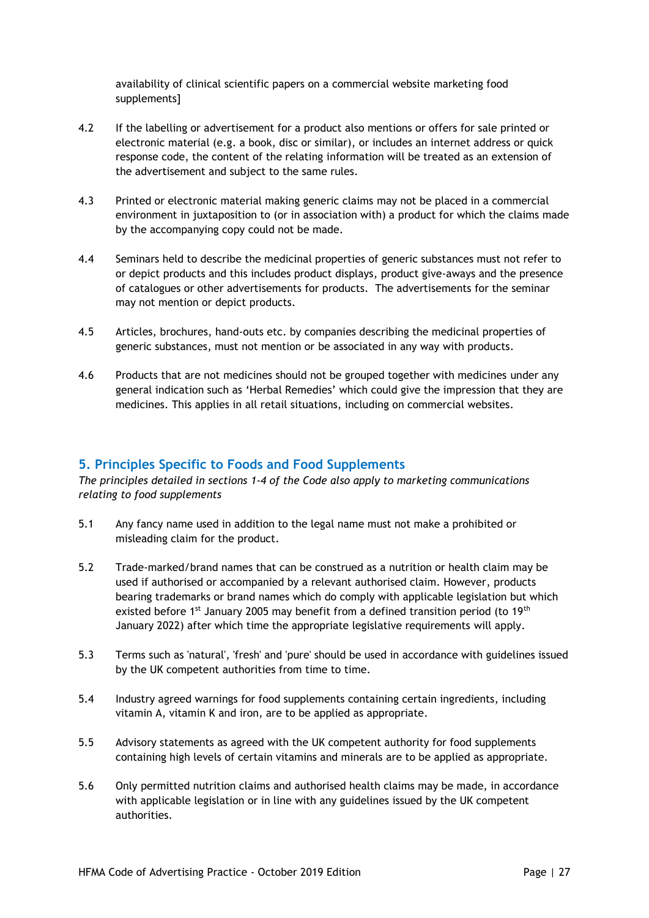availability of clinical scientific papers on a commercial website marketing food supplements]

4.2 If the labelling or advertisement for a product also mentions or offers for sale printed or electronic material (e.g. a book, disc or similar), or includes an internet address or quick response code, the content of the relating information will be treated as an extension of the advertisement and subject to the same rules.

4.3 Printed or electronic material making generic claims may not be placed in a commercial environment in juxtaposition to (or in association with) a product for which the claims made by the accompanying copy could not be made.

4.4 Seminars held to describe the medicinal properties of generic substances must not refer to or depict products and this includes product displays, product give-aways and the presence of catalogues or other advertisements for products. The advertisements for the seminar may not mention or depict products.

4.5 Articles, brochures, hand-outs etc. by companies describing the medicinal properties of generic substances, must not mention or be associated in any way with products.

4.6 Products that are not medicines should not be grouped together with medicines under any general indication such as 'Herbal Remedies' which could give the impression that they are medicines. This applies in all retail situations, including on commercial websites.

## 5. Principles Specific to Foods and Food Supplements

*The principles detailed in sections 1-4 of the Code also apply to marketing communications relating to food supplements*

5.1 Any fancy name used in addition to the legal name must not make a prohibited or misleading claim for the product.

5.2 Trade-marked/brand names that can be construed as a nutrition or health claim may be used if authorised or accompanied by a relevant authorised claim. However, products bearing trademarks or brand names which do comply with applicable legislation but which existed before 1st January 2005 may benefit from a defined transition period (to 19th January 2022) after which time the appropriate legislative requirements will apply.

5.3 Terms such as 'natural', 'fresh' and 'pure' should be used in accordance with guidelines issued by the UK competent authorities from time to time.

5.4 Industry agreed warnings for food supplements containing certain ingredients, including vitamin A, vitamin K and iron, are to be applied as appropriate.

5.5 Advisory statements as agreed with the UK competent authority for food supplements containing high levels of certain vitamins and minerals are to be applied as appropriate.

5.6 Only permitted nutrition claims and authorised health claims may be made, in accordance with applicable legislation or in line with any guidelines issued by the UK competent authorities.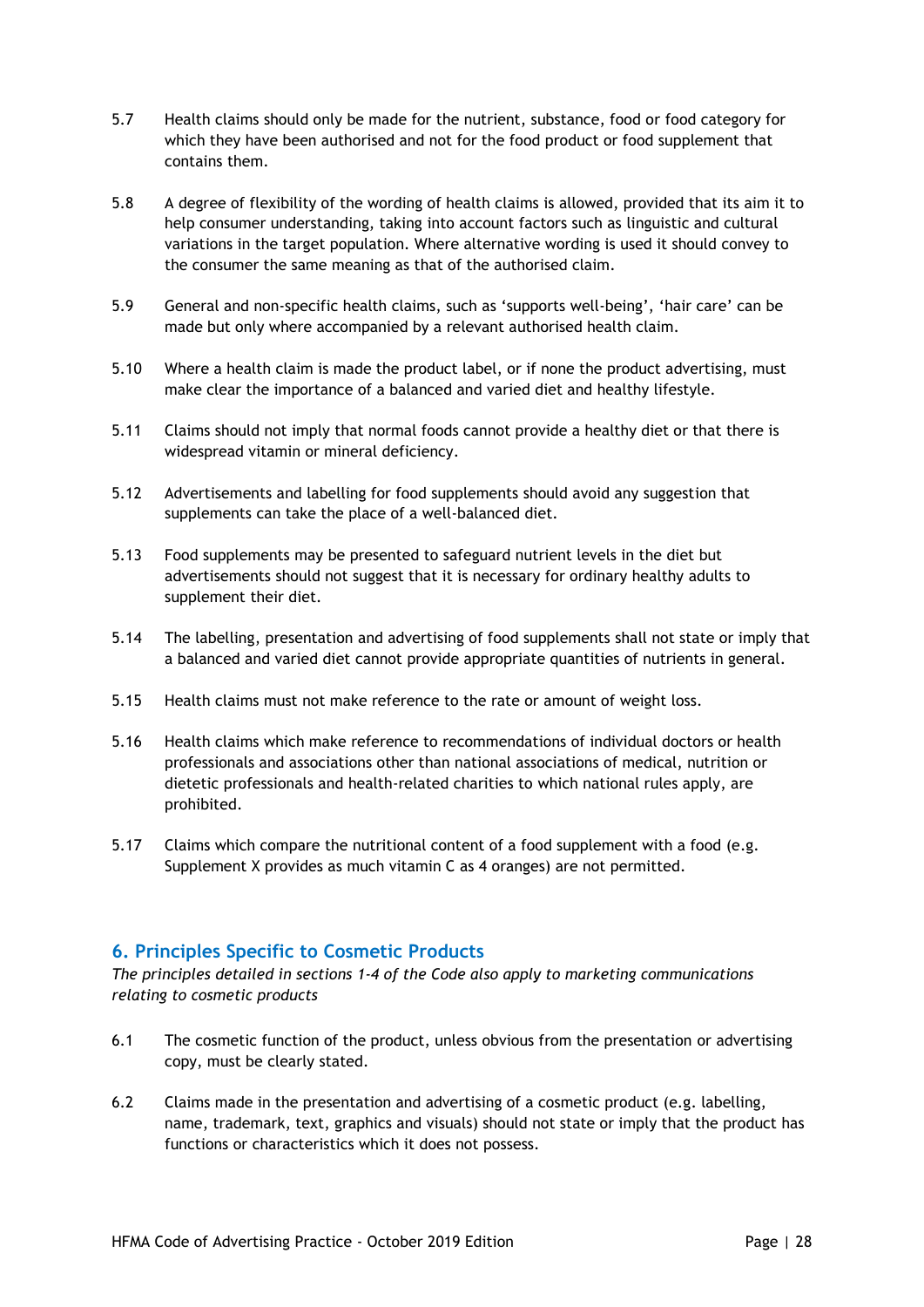5.7 Health claims should only be made for the nutrient, substance, food or food category for which they have been authorised and not for the food product or food supplement that contains them.

5.8 A degree of flexibility of the wording of health claims is allowed, provided that its aim it to help consumer understanding, taking into account factors such as linguistic and cultural variations in the target population. Where alternative wording is used it should convey to the consumer the same meaning as that of the authorised claim.

5.9 General and non-specific health claims, such as 'supports well-being', 'hair care' can be made but only where accompanied by a relevant authorised health claim.

5.10 Where a health claim is made the product label, or if none the product advertising, must make clear the importance of a balanced and varied diet and healthy lifestyle.

5.11 Claims should not imply that normal foods cannot provide a healthy diet or that there is widespread vitamin or mineral deficiency.

5.12 Advertisements and labelling for food supplements should avoid any suggestion that supplements can take the place of a well-balanced diet.

5.13 Food supplements may be presented to safeguard nutrient levels in the diet but advertisements should not suggest that it is necessary for ordinary healthy adults to supplement their diet.

5.14 The labelling, presentation and advertising of food supplements shall not state or imply that a balanced and varied diet cannot provide appropriate quantities of nutrients in general.

5.15 Health claims must not make reference to the rate or amount of weight loss.

5.16 Health claims which make reference to recommendations of individual doctors or health professionals and associations other than national associations of medical, nutrition or dietetic professionals and health-related charities to which national rules apply, are prohibited.

5.17 Claims which compare the nutritional content of a food supplement with a food (e.g. Supplement X provides as much vitamin C as 4 oranges) are not permitted.

## 6. Principles Specific to Cosmetic Products

*The principles detailed in sections 1-4 of the Code also apply to marketing communications relating to cosmetic products*

6.1 The cosmetic function of the product, unless obvious from the presentation or advertising copy, must be clearly stated.

6.2 Claims made in the presentation and advertising of a cosmetic product (e.g. labelling, name, trademark, text, graphics and visuals) should not state or imply that the product has functions or characteristics which it does not possess.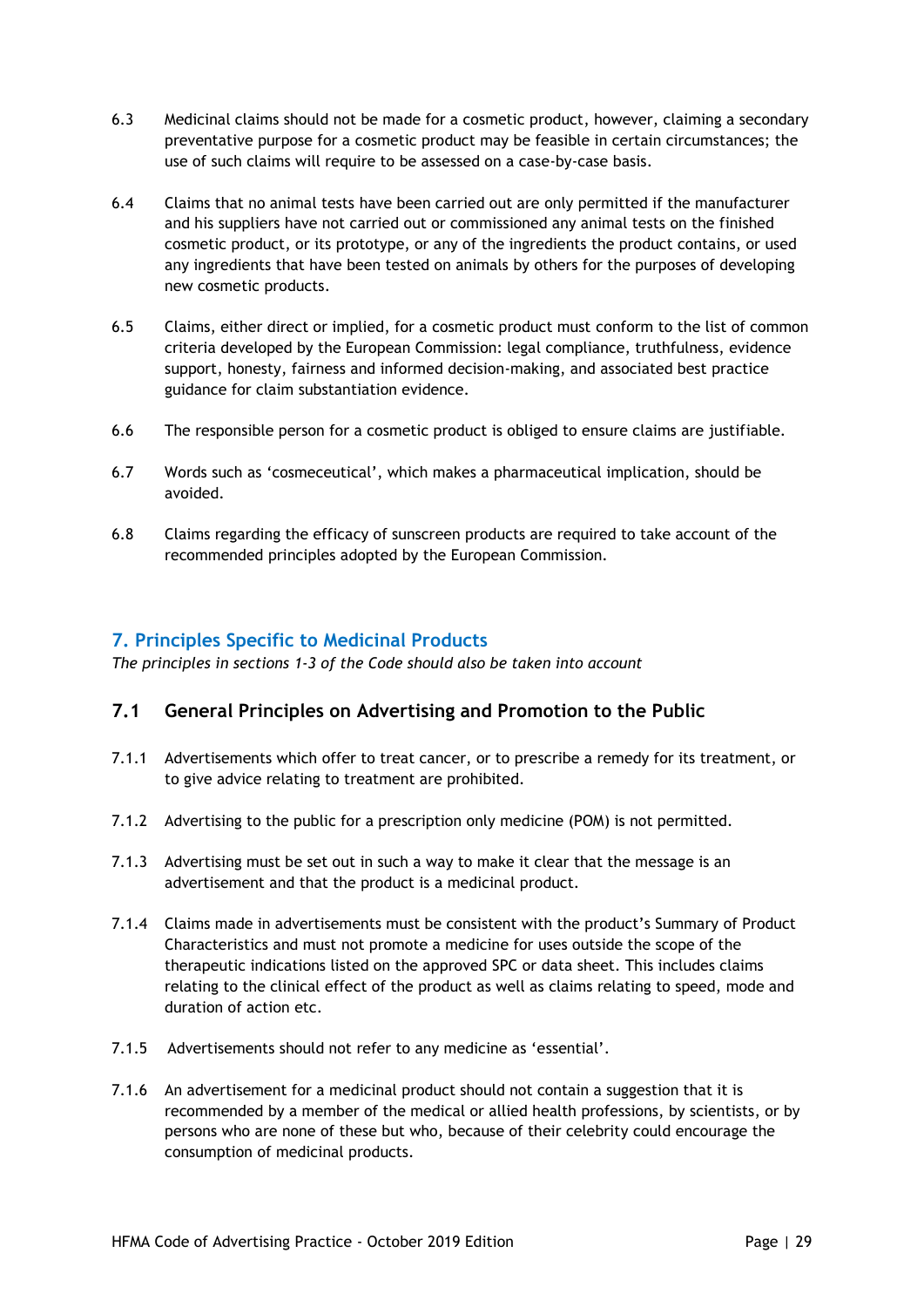6.3 Medicinal claims should not be made for a cosmetic product, however, claiming a secondary preventative purpose for a cosmetic product may be feasible in certain circumstances; the use of such claims will require to be assessed on a case-by-case basis.

6.4 Claims that no animal tests have been carried out are only permitted if the manufacturer and his suppliers have not carried out or commissioned any animal tests on the finished cosmetic product, or its prototype, or any of the ingredients the product contains, or used any ingredients that have been tested on animals by others for the purposes of developing new cosmetic products.

6.5 Claims, either direct or implied, for a cosmetic product must conform to the list of common criteria developed by the European Commission: legal compliance, truthfulness, evidence support, honesty, fairness and informed decision-making, and associated best practice guidance for claim substantiation evidence.

6.6 The responsible person for a cosmetic product is obliged to ensure claims are justifiable.

6.7 Words such as 'cosmeceutical', which makes a pharmaceutical implication, should be avoided.

6.8 Claims regarding the efficacy of sunscreen products are required to take account of the recommended principles adopted by the European Commission.

## 7. Principles Specific to Medicinal Products

*The principles in sections 1-3 of the Code should also be taken into account*

### 7.1 General Principles on Advertising and Promotion to the Public

7.1.1 Advertisements which offer to treat cancer, or to prescribe a remedy for its treatment, or to give advice relating to treatment are prohibited.

7.1.2 Advertising to the public for a prescription only medicine (POM) is not permitted.

7.1.3 Advertising must be set out in such a way to make it clear that the message is an advertisement and that the product is a medicinal product.

7.1.4 Claims made in advertisements must be consistent with the product's Summary of Product Characteristics and must not promote a medicine for uses outside the scope of the therapeutic indications listed on the approved SPC or data sheet. This includes claims relating to the clinical effect of the product as well as claims relating to speed, mode and duration of action etc.

7.1.5 Advertisements should not refer to any medicine as 'essential'.

7.1.6 An advertisement for a medicinal product should not contain a suggestion that it is recommended by a member of the medical or allied health professions, by scientists, or by persons who are none of these but who, because of their celebrity could encourage the consumption of medicinal products.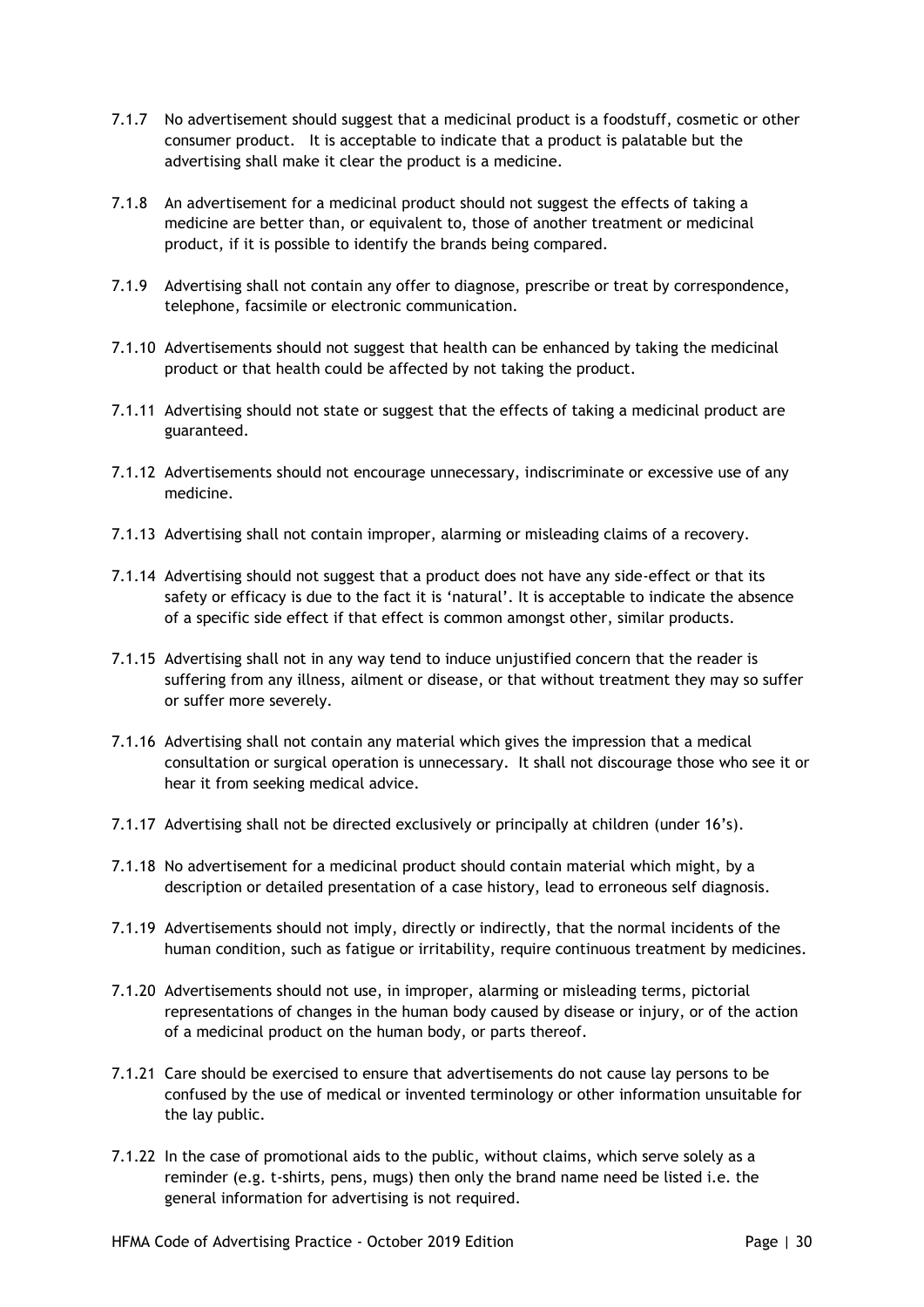7.1.7 No advertisement should suggest that a medicinal product is a foodstuff, cosmetic or other consumer product. It is acceptable to indicate that a product is palatable but the advertising shall make it clear the product is a medicine.

7.1.8 An advertisement for a medicinal product should not suggest the effects of taking a medicine are better than, or equivalent to, those of another treatment or medicinal product, if it is possible to identify the brands being compared.

7.1.9 Advertising shall not contain any offer to diagnose, prescribe or treat by correspondence, telephone, facsimile or electronic communication.

7.1.10 Advertisements should not suggest that health can be enhanced by taking the medicinal product or that health could be affected by not taking the product.

7.1.11 Advertising should not state or suggest that the effects of taking a medicinal product are guaranteed.

7.1.12 Advertisements should not encourage unnecessary, indiscriminate or excessive use of any medicine.

7.1.13 Advertising shall not contain improper, alarming or misleading claims of a recovery.

7.1.14 Advertising should not suggest that a product does not have any side-effect or that its safety or efficacy is due to the fact it is 'natural'. It is acceptable to indicate the absence of a specific side effect if that effect is common amongst other, similar products.

7.1.15 Advertising shall not in any way tend to induce unjustified concern that the reader is suffering from any illness, ailment or disease, or that without treatment they may so suffer or suffer more severely.

7.1.16 Advertising shall not contain any material which gives the impression that a medical consultation or surgical operation is unnecessary. It shall not discourage those who see it or hear it from seeking medical advice.

7.1.17 Advertising shall not be directed exclusively or principally at children (under 16's).

7.1.18 No advertisement for a medicinal product should contain material which might, by a description or detailed presentation of a case history, lead to erroneous self diagnosis.

7.1.19 Advertisements should not imply, directly or indirectly, that the normal incidents of the human condition, such as fatigue or irritability, require continuous treatment by medicines.

7.1.20 Advertisements should not use, in improper, alarming or misleading terms, pictorial representations of changes in the human body caused by disease or injury, or of the action of a medicinal product on the human body, or parts thereof.

7.1.21 Care should be exercised to ensure that advertisements do not cause lay persons to be confused by the use of medical or invented terminology or other information unsuitable for the lay public.

7.1.22 In the case of promotional aids to the public, without claims, which serve solely as a reminder (e.g. t-shirts, pens, mugs) then only the brand name need be listed i.e. the general information for advertising is not required.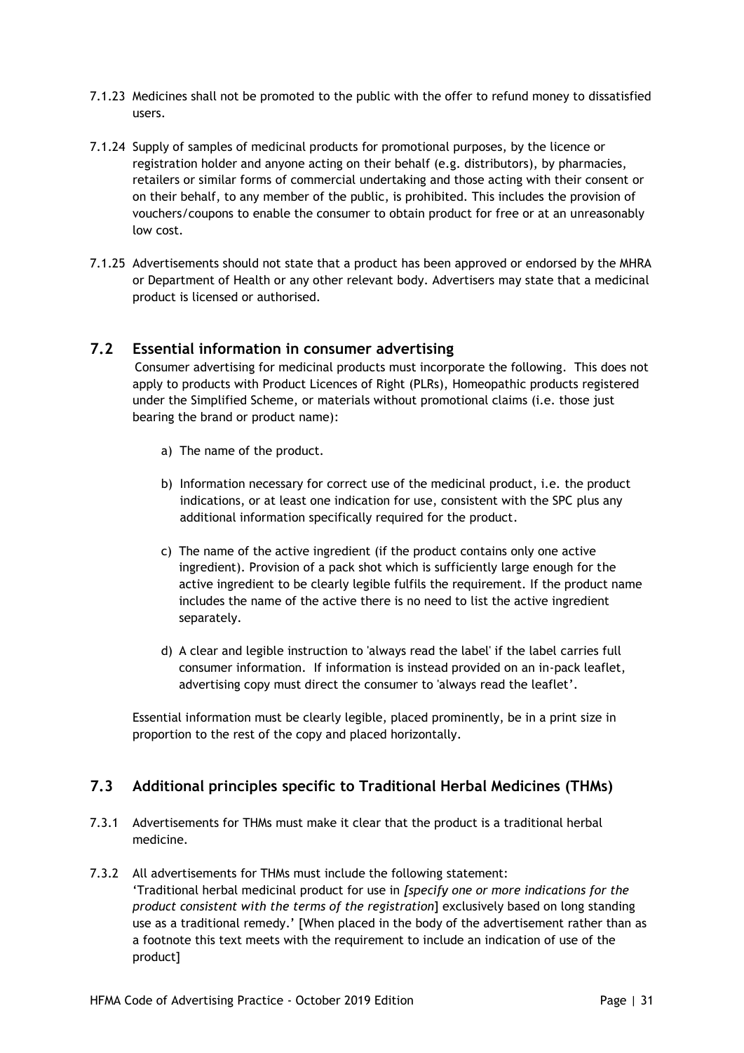7.1.23 Medicines shall not be promoted to the public with the offer to refund money to dissatisfied users.

7.1.24 Supply of samples of medicinal products for promotional purposes, by the licence or registration holder and anyone acting on their behalf (e.g. distributors), by pharmacies, retailers or similar forms of commercial undertaking and those acting with their consent or on their behalf, to any member of the public, is prohibited. This includes the provision of vouchers/coupons to enable the consumer to obtain product for free or at an unreasonably low cost.

7.1.25 Advertisements should not state that a product has been approved or endorsed by the MHRA or Department of Health or any other relevant body. Advertisers may state that a medicinal product is licensed or authorised.

## 7.2 Essential information in consumer advertising

Consumer advertising for medicinal products must incorporate the following. This does not apply to products with Product Licences of Right (PLRs), Homeopathic products registered under the Simplified Scheme, or materials without promotional claims (i.e. those just bearing the brand or product name):

a) The name of the product.

b) Information necessary for correct use of the medicinal product, i.e. the product indications, or at least one indication for use, consistent with the SPC plus any additional information specifically required for the product.

c) The name of the active ingredient (if the product contains only one active ingredient). Provision of a pack shot which is sufficiently large enough for the active ingredient to be clearly legible fulfils the requirement. If the product name includes the name of the active there is no need to list the active ingredient separately.

d) A clear and legible instruction to 'always read the label' if the label carries full consumer information. If information is instead provided on an in-pack leaflet, advertising copy must direct the consumer to 'always read the leaflet'.

Essential information must be clearly legible, placed prominently, be in a print size in proportion to the rest of the copy and placed horizontally.

## 7.3 Additional principles specific to Traditional Herbal Medicines (THMs)

7.3.1 Advertisements for THMs must make it clear that the product is a traditional herbal medicine.

7.3.2 All advertisements for THMs must include the following statement:
'Traditional herbal medicinal product for use in *[specify one or more indications for the product consistent with the terms of the registration*] exclusively based on long standing use as a traditional remedy.' [When placed in the body of the advertisement rather than as a footnote this text meets with the requirement to include an indication of use of the product]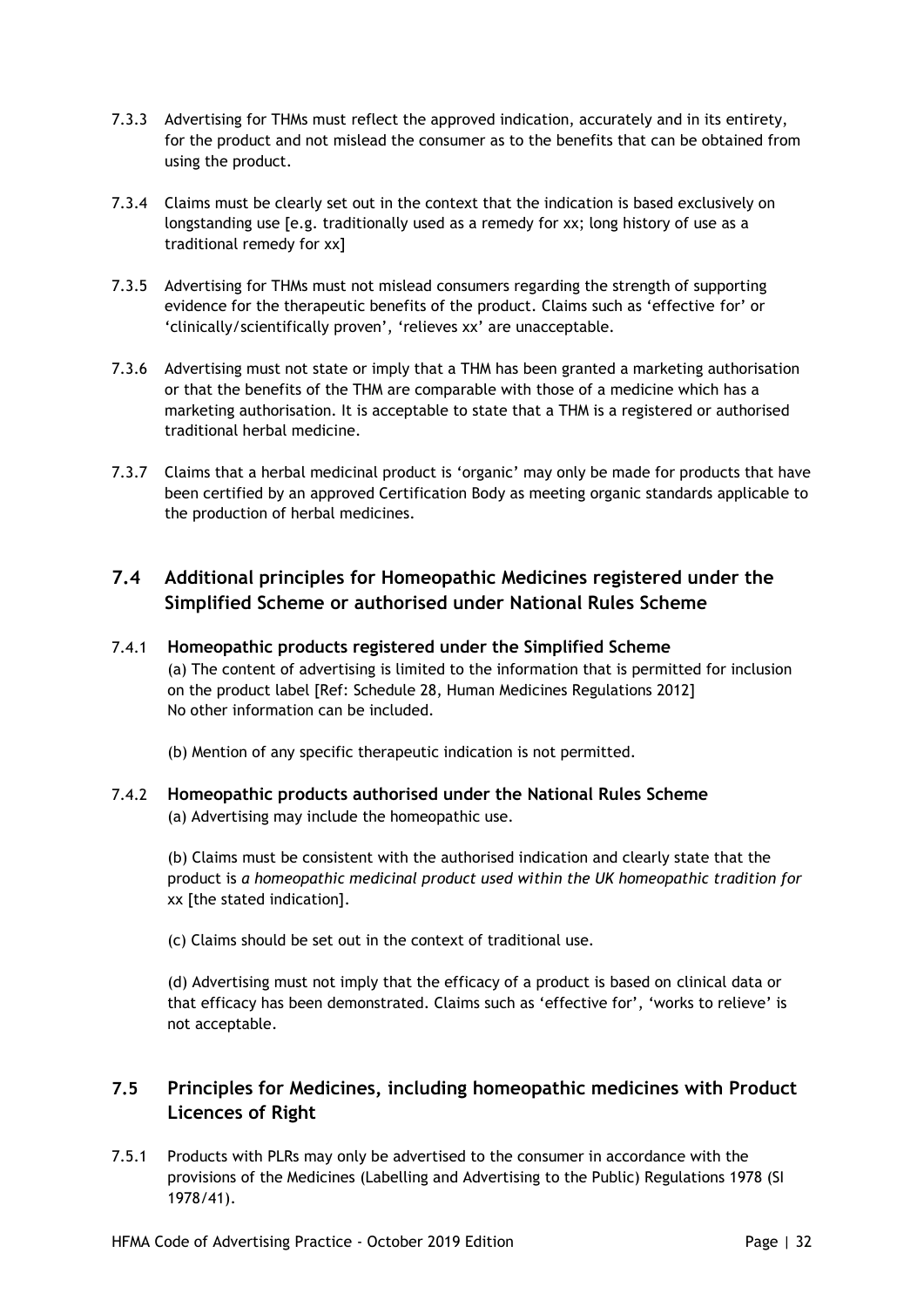7.3.3 Advertising for THMs must reflect the approved indication, accurately and in its entirety, for the product and not mislead the consumer as to the benefits that can be obtained from using the product.

7.3.4 Claims must be clearly set out in the context that the indication is based exclusively on longstanding use [e.g. traditionally used as a remedy for xx; long history of use as a traditional remedy for xx]

7.3.5 Advertising for THMs must not mislead consumers regarding the strength of supporting evidence for the therapeutic benefits of the product. Claims such as 'effective for' or 'clinically/scientifically proven', 'relieves xx' are unacceptable.

7.3.6 Advertising must not state or imply that a THM has been granted a marketing authorisation or that the benefits of the THM are comparable with those of a medicine which has a marketing authorisation. It is acceptable to state that a THM is a registered or authorised traditional herbal medicine.

7.3.7 Claims that a herbal medicinal product is 'organic' may only be made for products that have been certified by an approved Certification Body as meeting organic standards applicable to the production of herbal medicines.

## 7.4 Additional principles for Homeopathic Medicines registered under the Simplified Scheme or authorised under National Rules Scheme

### 7.4.1 Homeopathic products registered under the Simplified Scheme

(a) The content of advertising is limited to the information that is permitted for inclusion on the product label [Ref: Schedule 28, Human Medicines Regulations 2012] No other information can be included.

(b) Mention of any specific therapeutic indication is not permitted.

### 7.4.2 Homeopathic products authorised under the National Rules Scheme

(a) Advertising may include the homeopathic use.

(b) Claims must be consistent with the authorised indication and clearly state that the product is *a homeopathic medicinal product used within the UK homeopathic tradition for* xx [the stated indication].

(c) Claims should be set out in the context of traditional use.

(d) Advertising must not imply that the efficacy of a product is based on clinical data or that efficacy has been demonstrated. Claims such as 'effective for', 'works to relieve' is not acceptable.

## 7.5 Principles for Medicines, including homeopathic medicines with Product Licences of Right

7.5.1 Products with PLRs may only be advertised to the consumer in accordance with the provisions of the Medicines (Labelling and Advertising to the Public) Regulations 1978 (SI 1978/41).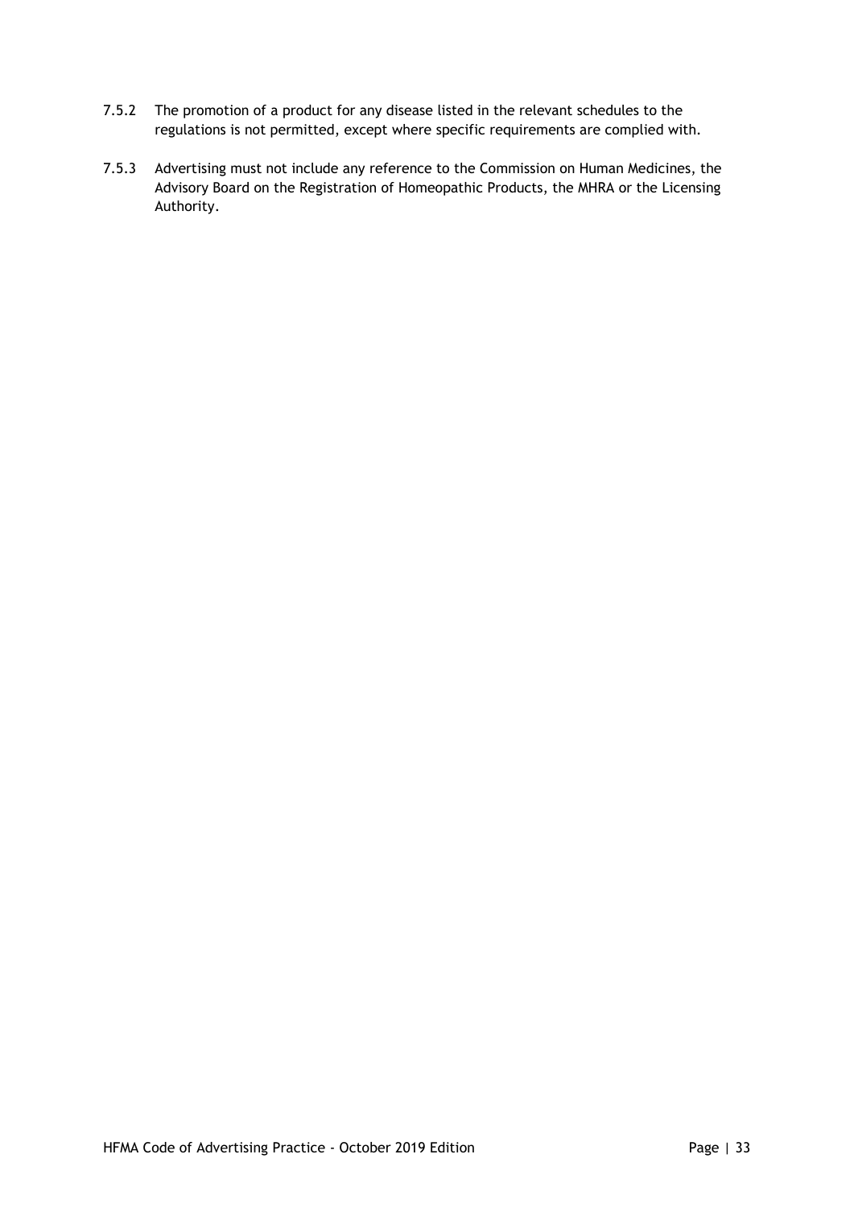7.5.2 The promotion of a product for any disease listed in the relevant schedules to the regulations is not permitted, except where specific requirements are complied with.

7.5.3 Advertising must not include any reference to the Commission on Human Medicines, the Advisory Board on the Registration of Homeopathic Products, the MHRA or the Licensing Authority.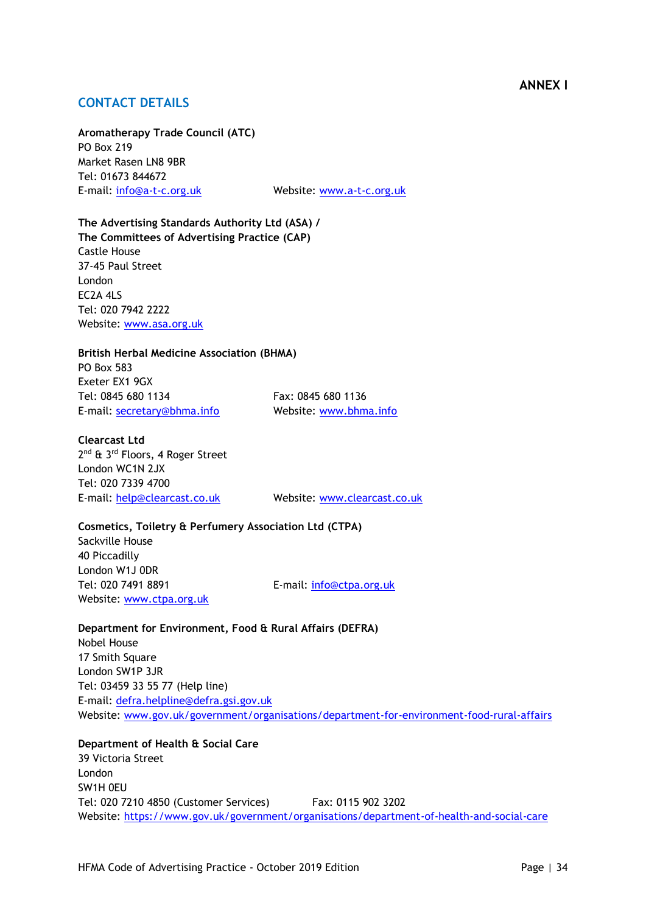**ANNEX I**

## CONTACT DETAILS

**Aromatherapy Trade Council (ATC)**
PO Box 219
Market Rasen LN8 9BR
Tel: 01673 844672
E-mail: info@a-t-c.org.uk
Website: www.a-t-c.org.uk

**The Advertising Standards Authority Ltd (ASA) /**
**The Committees of Advertising Practice (CAP)**
Castle House
37-45 Paul Street
London
EC2A 4LS
Tel: 020 7942 2222
Website: www.asa.org.uk

**British Herbal Medicine Association (BHMA)**
PO Box 583
Exeter EX1 9GX
Tel: 0845 680 1134
Fax: 0845 680 1136
E-mail: secretary@bhma.info
Website: www.bhma.info

**Clearcast Ltd**
2nd & 3rd Floors, 4 Roger Street
London WC1N 2JX
Tel: 020 7339 4700
E-mail: help@clearcast.co.uk
Website: www.clearcast.co.uk

**Cosmetics, Toiletry & Perfumery Association Ltd (CTPA)**
Sackville House
40 Piccadilly
London W1J 0DR
Tel: 020 7491 8891
E-mail: info@ctpa.org.uk
Website: www.ctpa.org.uk

**Department for Environment, Food & Rural Affairs (DEFRA)**
Nobel House
17 Smith Square
London SW1P 3JR
Tel: 03459 33 55 77 (Help line)
E-mail: defra.helpline@defra.gsi.gov.uk
Website: www.gov.uk/government/organisations/department-for-environment-food-rural-affairs

**Department of Health & Social Care**
39 Victoria Street
London
SW1H 0EU
Tel: 020 7210 4850 (Customer Services)
Fax: 0115 902 3202
Website: https://www.gov.uk/government/organisations/department-of-health-and-social-care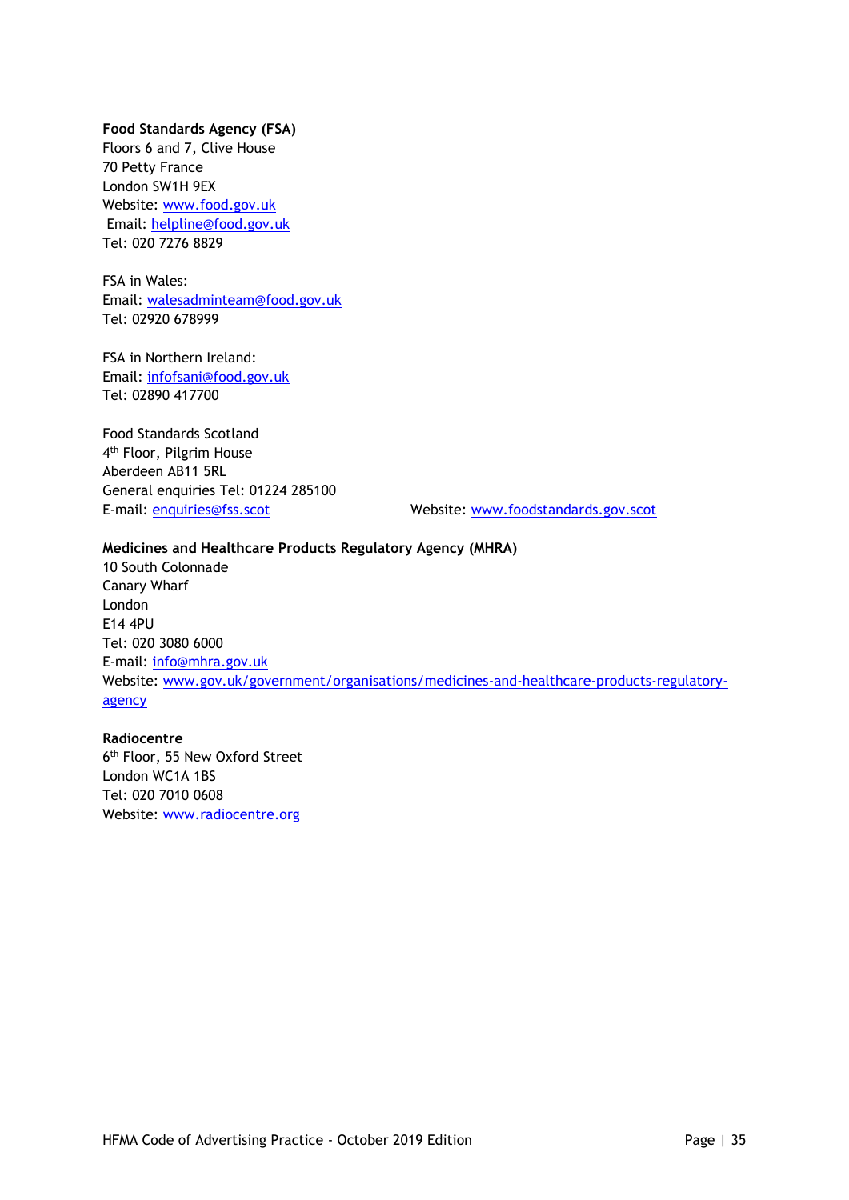**Food Standards Agency (FSA)**
Floors 6 and 7, Clive House
70 Petty France
London SW1H 9EX
Website: www.food.gov.uk
Email: helpline@food.gov.uk
Tel: 020 7276 8829

FSA in Wales:
Email: walesadminteam@food.gov.uk
Tel: 02920 678999

FSA in Northern Ireland:
Email: infofsani@food.gov.uk
Tel: 02890 417700

Food Standards Scotland
4th Floor, Pilgrim House
Aberdeen AB11 5RL
General enquiries Tel: 01224 285100
E-mail: enquiries@fss.scot
Website: www.foodstandards.gov.scot

**Medicines and Healthcare Products Regulatory Agency (MHRA)**
10 South Colonnade
Canary Wharf
London
E14 4PU
Tel: 020 3080 6000
E-mail: info@mhra.gov.uk
Website: www.gov.uk/government/organisations/medicines-and-healthcare-products-regulatory-agency

**Radiocentre**
6th Floor, 55 New Oxford Street
London WC1A 1BS
Tel: 020 7010 0608
Website: www.radiocentre.org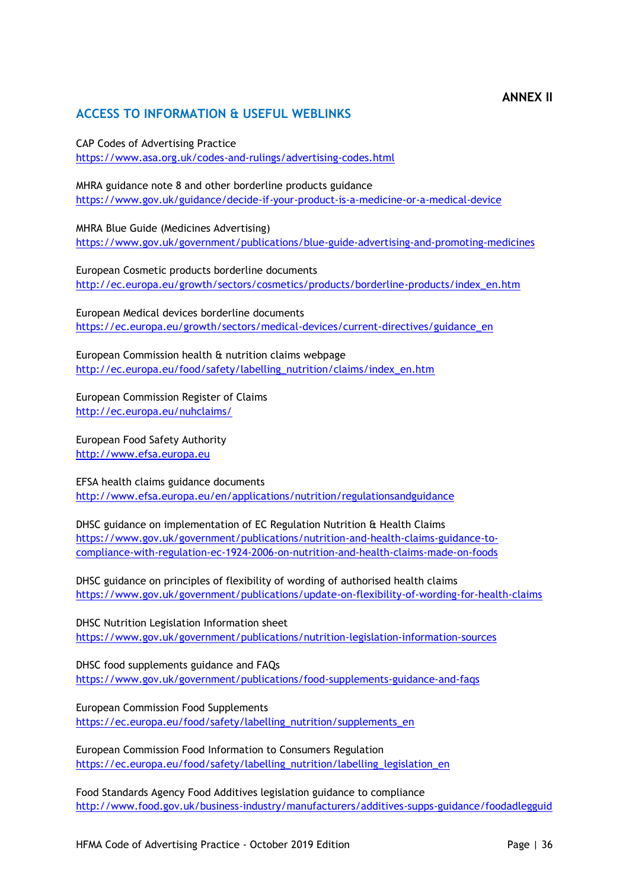**ANNEX II**

## ACCESS TO INFORMATION & USEFUL WEBLINKS

CAP Codes of Advertising Practice
https://www.asa.org.uk/codes-and-rulings/advertising-codes.html

MHRA guidance note 8 and other borderline products guidance
https://www.gov.uk/guidance/decide-if-your-product-is-a-medicine-or-a-medical-device

MHRA Blue Guide (Medicines Advertising)
https://www.gov.uk/government/publications/blue-guide-advertising-and-promoting-medicines

European Cosmetic products borderline documents
http://ec.europa.eu/growth/sectors/cosmetics/products/borderline-products/index_en.htm

European Medical devices borderline documents
https://ec.europa.eu/growth/sectors/medical-devices/current-directives/guidance_en

European Commission health & nutrition claims webpage
http://ec.europa.eu/food/safety/labelling_nutrition/claims/index_en.htm

European Commission Register of Claims
http://ec.europa.eu/nuhclaims/

European Food Safety Authority
http://www.efsa.europa.eu

EFSA health claims guidance documents
http://www.efsa.europa.eu/en/applications/nutrition/regulationsandguidance

DHSC guidance on implementation of EC Regulation Nutrition & Health Claims
https://www.gov.uk/government/publications/nutrition-and-health-claims-guidance-to-compliance-with-regulation-ec-1924-2006-on-nutrition-and-health-claims-made-on-foods

DHSC guidance on principles of flexibility of wording of authorised health claims
https://www.gov.uk/government/publications/update-on-flexibility-of-wording-for-health-claims

DHSC Nutrition Legislation Information sheet
https://www.gov.uk/government/publications/nutrition-legislation-information-sources

DHSC food supplements guidance and FAQs
https://www.gov.uk/government/publications/food-supplements-guidance-and-faqs

European Commission Food Supplements
https://ec.europa.eu/food/safety/labelling_nutrition/supplements_en

European Commission Food Information to Consumers Regulation
https://ec.europa.eu/food/safety/labelling_nutrition/labelling_legislation_en

Food Standards Agency Food Additives legislation guidance to compliance
http://www.food.gov.uk/business-industry/manufacturers/additives-supps-guidance/foodadlegguid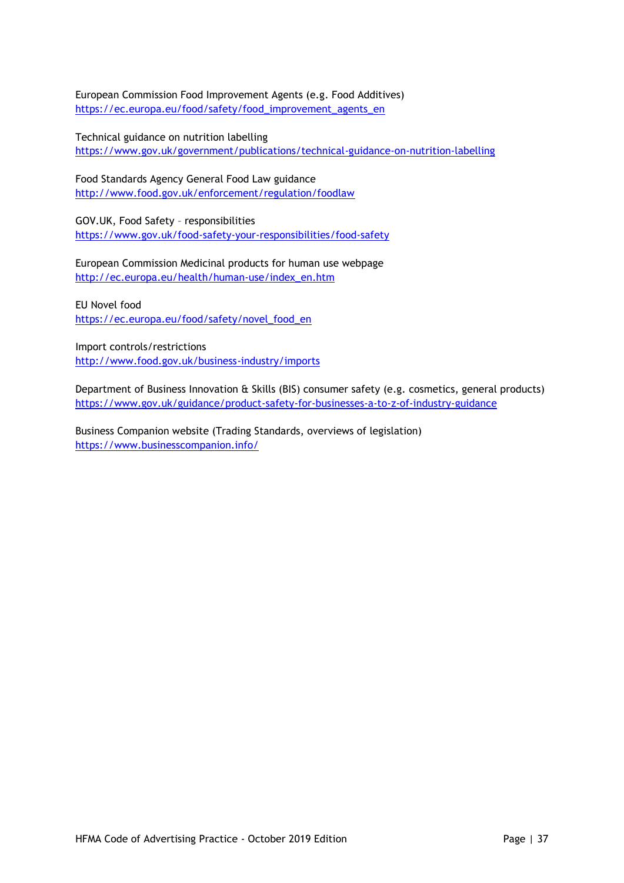European Commission Food Improvement Agents (e.g. Food Additives)
https://ec.europa.eu/food/safety/food_improvement_agents_en

Technical guidance on nutrition labelling
https://www.gov.uk/government/publications/technical-guidance-on-nutrition-labelling

Food Standards Agency General Food Law guidance
http://www.food.gov.uk/enforcement/regulation/foodlaw

GOV.UK, Food Safety – responsibilities
https://www.gov.uk/food-safety-your-responsibilities/food-safety

European Commission Medicinal products for human use webpage
http://ec.europa.eu/health/human-use/index_en.htm

EU Novel food
https://ec.europa.eu/food/safety/novel_food_en

Import controls/restrictions
http://www.food.gov.uk/business-industry/imports

Department of Business Innovation & Skills (BIS) consumer safety (e.g. cosmetics, general products)
https://www.gov.uk/guidance/product-safety-for-businesses-a-to-z-of-industry-guidance

Business Companion website (Trading Standards, overviews of legislation)
https://www.businesscompanion.info/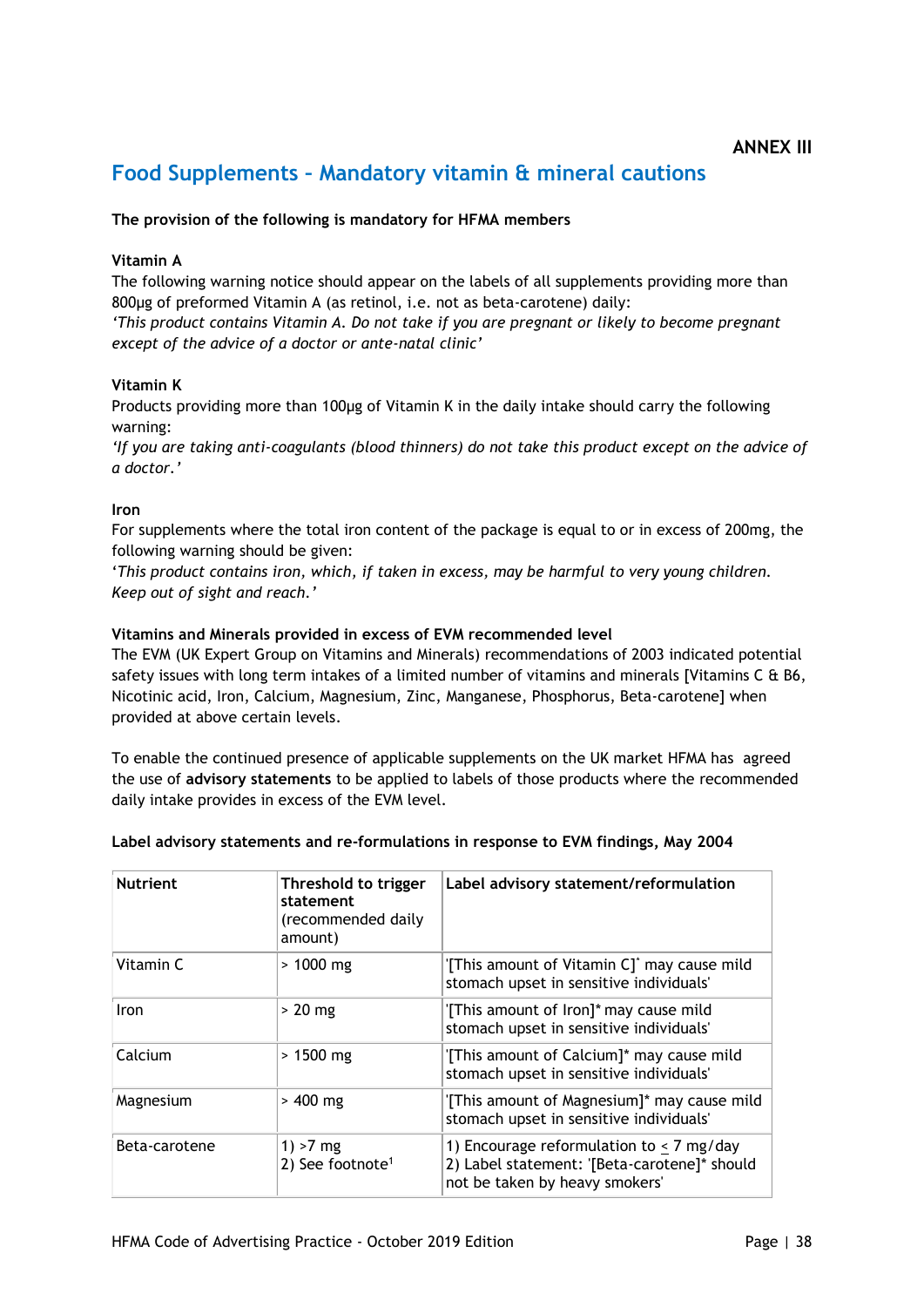**ANNEX III**

# Food Supplements – Mandatory vitamin & mineral cautions

**The provision of the following is mandatory for HFMA members**

**Vitamin A**

The following warning notice should appear on the labels of all supplements providing more than 800µg of preformed Vitamin A (as retinol, i.e. not as beta-carotene) daily:

*'This product contains Vitamin A. Do not take if you are pregnant or likely to become pregnant except of the advice of a doctor or ante-natal clinic'*

**Vitamin K**

Products providing more than 100µg of Vitamin K in the daily intake should carry the following warning:

*'If you are taking anti-coagulants (blood thinners) do not take this product except on the advice of a doctor.'*

**Iron**

For supplements where the total iron content of the package is equal to or in excess of 200mg, the following warning should be given:

*'This product contains iron, which, if taken in excess, may be harmful to very young children. Keep out of sight and reach.'*

**Vitamins and Minerals provided in excess of EVM recommended level**

The EVM (UK Expert Group on Vitamins and Minerals) recommendations of 2003 indicated potential safety issues with long term intakes of a limited number of vitamins and minerals [Vitamins C & B6, Nicotinic acid, Iron, Calcium, Magnesium, Zinc, Manganese, Phosphorus, Beta-carotene] when provided at above certain levels.

To enable the continued presence of applicable supplements on the UK market HFMA has agreed the use of **advisory statements** to be applied to labels of those products where the recommended daily intake provides in excess of the EVM level.

**Label advisory statements and re-formulations in response to EVM findings, May 2004**

| Nutrient | Threshold to trigger statement (recommended daily amount) | Label advisory statement/reformulation |
|---|---|---|
| Vitamin C | > 1000 mg | '[This amount of Vitamin C]* may cause mild stomach upset in sensitive individuals' |
| Iron | > 20 mg | '[This amount of Iron]* may cause mild stomach upset in sensitive individuals' |
| Calcium | > 1500 mg | '[This amount of Calcium]* may cause mild stomach upset in sensitive individuals' |
| Magnesium | > 400 mg | '[This amount of Magnesium]* may cause mild stomach upset in sensitive individuals' |
| Beta-carotene | 1) >7 mg<br>2) See footnote[1] | 1) Encourage reformulation to ≤ 7 mg/day<br>2) Label statement: '[Beta-carotene]* should not be taken by heavy smokers' |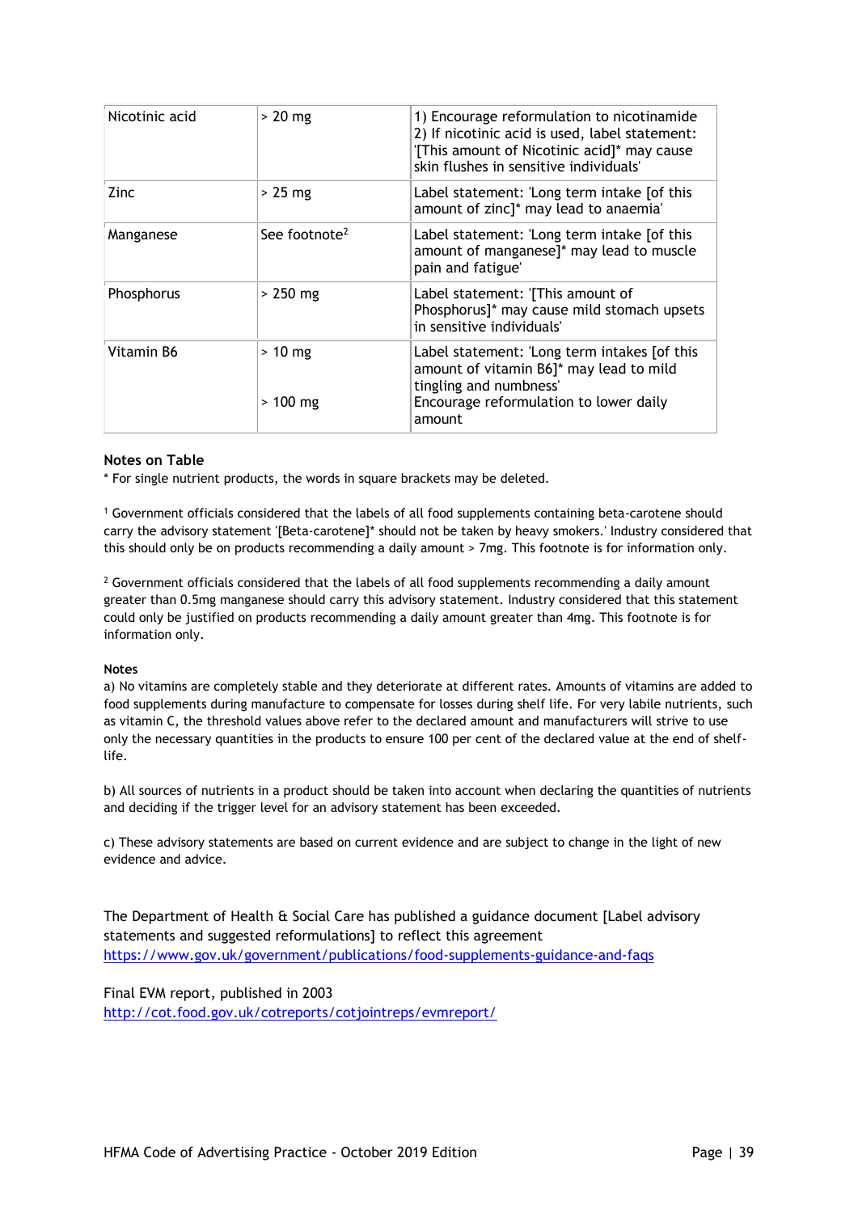| Nicotinic acid | > 20 mg | 1) Encourage reformulation to nicotinamide<br>2) If nicotinic acid is used, label statement: '[This amount of Nicotinic acid]* may cause skin flushes in sensitive individuals' |
|---|---|---|
| Zinc | > 25 mg | Label statement: 'Long term intake [of this amount of zinc]* may lead to anaemia' |
| Manganese | See footnote[2] | Label statement: 'Long term intake [of this amount of manganese]* may lead to muscle pain and fatigue' |
| Phosphorus | > 250 mg | Label statement: '[This amount of Phosphorus]* may cause mild stomach upsets in sensitive individuals' |
| Vitamin B6 | > 10 mg<br><br>> 100 mg | Label statement: 'Long term intakes [of this amount of vitamin B6]* may lead to mild tingling and numbness'<br>Encourage reformulation to lower daily amount |

**Notes on Table**

* For single nutrient products, the words in square brackets may be deleted.

[1] Government officials considered that the labels of all food supplements containing beta-carotene should carry the advisory statement '[Beta-carotene]* should not be taken by heavy smokers.' Industry considered that this should only be on products recommending a daily amount > 7mg. This footnote is for information only.

[2] Government officials considered that the labels of all food supplements recommending a daily amount greater than 0.5mg manganese should carry this advisory statement. Industry considered that this statement could only be justified on products recommending a daily amount greater than 4mg. This footnote is for information only.

**Notes**

a) No vitamins are completely stable and they deteriorate at different rates. Amounts of vitamins are added to food supplements during manufacture to compensate for losses during shelf life. For very labile nutrients, such as vitamin C, the threshold values above refer to the declared amount and manufacturers will strive to use only the necessary quantities in the products to ensure 100 per cent of the declared value at the end of shelf-life.

b) All sources of nutrients in a product should be taken into account when declaring the quantities of nutrients and deciding if the trigger level for an advisory statement has been exceeded.

c) These advisory statements are based on current evidence and are subject to change in the light of new evidence and advice.

The Department of Health & Social Care has published a guidance document [Label advisory statements and suggested reformulations] to reflect this agreement
https://www.gov.uk/government/publications/food-supplements-guidance-and-faqs

Final EVM report, published in 2003
http://cot.food.gov.uk/cotreports/cotjointreps/evmreport/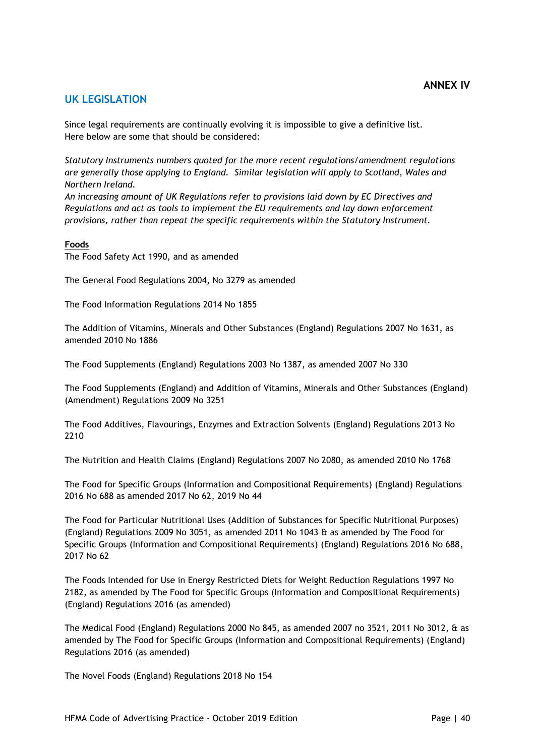**ANNEX IV**

## UK LEGISLATION

Since legal requirements are continually evolving it is impossible to give a definitive list. Here below are some that should be considered:

*Statutory Instruments numbers quoted for the more recent regulations/amendment regulations are generally those applying to England. Similar legislation will apply to Scotland, Wales and Northern Ireland.*

*An increasing amount of UK Regulations refer to provisions laid down by EC Directives and Regulations and act as tools to implement the EU requirements and lay down enforcement provisions, rather than repeat the specific requirements within the Statutory Instrument.*

**Foods**

The Food Safety Act 1990, and as amended

The General Food Regulations 2004, No 3279 as amended

The Food Information Regulations 2014 No 1855

The Addition of Vitamins, Minerals and Other Substances (England) Regulations 2007 No 1631, as amended 2010 No 1886

The Food Supplements (England) Regulations 2003 No 1387, as amended 2007 No 330

The Food Supplements (England) and Addition of Vitamins, Minerals and Other Substances (England) (Amendment) Regulations 2009 No 3251

The Food Additives, Flavourings, Enzymes and Extraction Solvents (England) Regulations 2013 No 2210

The Nutrition and Health Claims (England) Regulations 2007 No 2080, as amended 2010 No 1768

The Food for Specific Groups (Information and Compositional Requirements) (England) Regulations 2016 No 688 as amended 2017 No 62, 2019 No 44

The Food for Particular Nutritional Uses (Addition of Substances for Specific Nutritional Purposes) (England) Regulations 2009 No 3051, as amended 2011 No 1043 & as amended by The Food for Specific Groups (Information and Compositional Requirements) (England) Regulations 2016 No 688, 2017 No 62

The Foods Intended for Use in Energy Restricted Diets for Weight Reduction Regulations 1997 No 2182, as amended by The Food for Specific Groups (Information and Compositional Requirements) (England) Regulations 2016 (as amended)

The Medical Food (England) Regulations 2000 No 845, as amended 2007 no 3521, 2011 No 3012, & as amended by The Food for Specific Groups (Information and Compositional Requirements) (England) Regulations 2016 (as amended)

The Novel Foods (England) Regulations 2018 No 154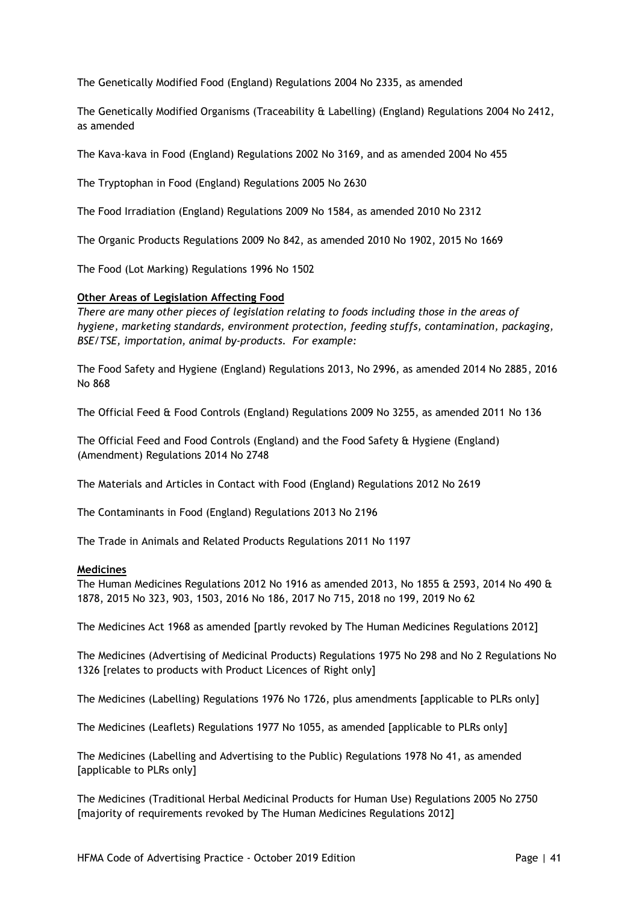The Genetically Modified Food (England) Regulations 2004 No 2335, as amended

The Genetically Modified Organisms (Traceability & Labelling) (England) Regulations 2004 No 2412, as amended

The Kava-kava in Food (England) Regulations 2002 No 3169, and as amended 2004 No 455

The Tryptophan in Food (England) Regulations 2005 No 2630

The Food Irradiation (England) Regulations 2009 No 1584, as amended 2010 No 2312

The Organic Products Regulations 2009 No 842, as amended 2010 No 1902, 2015 No 1669

The Food (Lot Marking) Regulations 1996 No 1502

**Other Areas of Legislation Affecting Food**

*There are many other pieces of legislation relating to foods including those in the areas of hygiene, marketing standards, environment protection, feeding stuffs, contamination, packaging, BSE/TSE, importation, animal by-products. For example:*

The Food Safety and Hygiene (England) Regulations 2013, No 2996, as amended 2014 No 2885, 2016 No 868

The Official Feed & Food Controls (England) Regulations 2009 No 3255, as amended 2011 No 136

The Official Feed and Food Controls (England) and the Food Safety & Hygiene (England) (Amendment) Regulations 2014 No 2748

The Materials and Articles in Contact with Food (England) Regulations 2012 No 2619

The Contaminants in Food (England) Regulations 2013 No 2196

The Trade in Animals and Related Products Regulations 2011 No 1197

**Medicines**

The Human Medicines Regulations 2012 No 1916 as amended 2013, No 1855 & 2593, 2014 No 490 & 1878, 2015 No 323, 903, 1503, 2016 No 186, 2017 No 715, 2018 no 199, 2019 No 62

The Medicines Act 1968 as amended [partly revoked by The Human Medicines Regulations 2012]

The Medicines (Advertising of Medicinal Products) Regulations 1975 No 298 and No 2 Regulations No 1326 [relates to products with Product Licences of Right only]

The Medicines (Labelling) Regulations 1976 No 1726, plus amendments [applicable to PLRs only]

The Medicines (Leaflets) Regulations 1977 No 1055, as amended [applicable to PLRs only]

The Medicines (Labelling and Advertising to the Public) Regulations 1978 No 41, as amended [applicable to PLRs only]

The Medicines (Traditional Herbal Medicinal Products for Human Use) Regulations 2005 No 2750 [majority of requirements revoked by The Human Medicines Regulations 2012]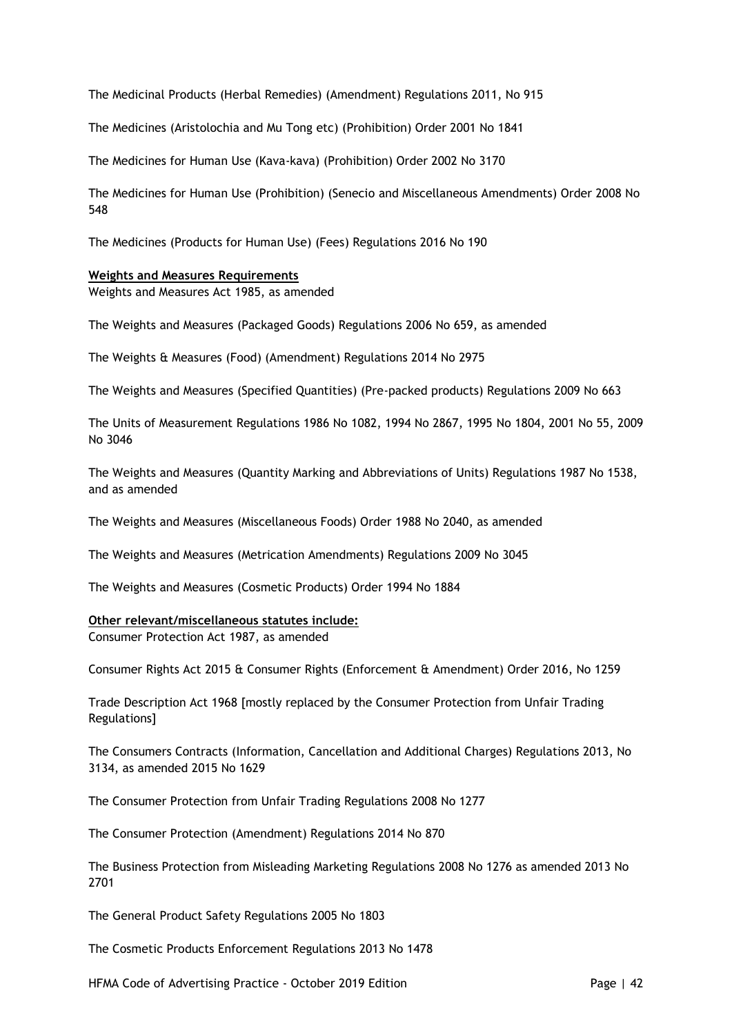The Medicinal Products (Herbal Remedies) (Amendment) Regulations 2011, No 915

The Medicines (Aristolochia and Mu Tong etc) (Prohibition) Order 2001 No 1841

The Medicines for Human Use (Kava-kava) (Prohibition) Order 2002 No 3170

The Medicines for Human Use (Prohibition) (Senecio and Miscellaneous Amendments) Order 2008 No 548

The Medicines (Products for Human Use) (Fees) Regulations 2016 No 190

**Weights and Measures Requirements**

Weights and Measures Act 1985, as amended

The Weights and Measures (Packaged Goods) Regulations 2006 No 659, as amended

The Weights & Measures (Food) (Amendment) Regulations 2014 No 2975

The Weights and Measures (Specified Quantities) (Pre-packed products) Regulations 2009 No 663

The Units of Measurement Regulations 1986 No 1082, 1994 No 2867, 1995 No 1804, 2001 No 55, 2009 No 3046

The Weights and Measures (Quantity Marking and Abbreviations of Units) Regulations 1987 No 1538, and as amended

The Weights and Measures (Miscellaneous Foods) Order 1988 No 2040, as amended

The Weights and Measures (Metrication Amendments) Regulations 2009 No 3045

The Weights and Measures (Cosmetic Products) Order 1994 No 1884

**Other relevant/miscellaneous statutes include:**

Consumer Protection Act 1987, as amended

Consumer Rights Act 2015 & Consumer Rights (Enforcement & Amendment) Order 2016, No 1259

Trade Description Act 1968 [mostly replaced by the Consumer Protection from Unfair Trading Regulations]

The Consumers Contracts (Information, Cancellation and Additional Charges) Regulations 2013, No 3134, as amended 2015 No 1629

The Consumer Protection from Unfair Trading Regulations 2008 No 1277

The Consumer Protection (Amendment) Regulations 2014 No 870

The Business Protection from Misleading Marketing Regulations 2008 No 1276 as amended 2013 No 2701

The General Product Safety Regulations 2005 No 1803

The Cosmetic Products Enforcement Regulations 2013 No 1478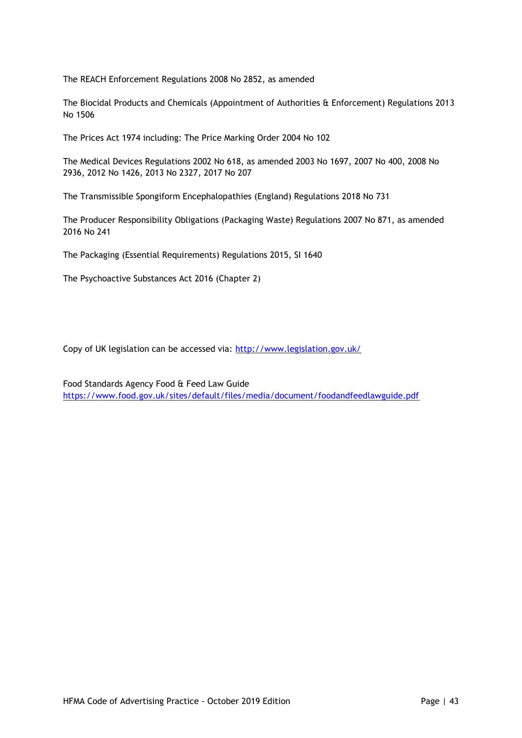The REACH Enforcement Regulations 2008 No 2852, as amended

The Biocidal Products and Chemicals (Appointment of Authorities & Enforcement) Regulations 2013 No 1506

The Prices Act 1974 including: The Price Marking Order 2004 No 102

The Medical Devices Regulations 2002 No 618, as amended 2003 No 1697, 2007 No 400, 2008 No 2936, 2012 No 1426, 2013 No 2327, 2017 No 207

The Transmissible Spongiform Encephalopathies (England) Regulations 2018 No 731

The Producer Responsibility Obligations (Packaging Waste) Regulations 2007 No 871, as amended 2016 No 241

The Packaging (Essential Requirements) Regulations 2015, SI 1640

The Psychoactive Substances Act 2016 (Chapter 2)

Copy of UK legislation can be accessed via: [http://www.legislation.gov.uk/](http://www.legislation.gov.uk/)

Food Standards Agency Food & Feed Law Guide
[https://www.food.gov.uk/sites/default/files/media/document/foodandfeedlawguide.pdf](https://www.food.gov.uk/sites/default/files/media/document/foodandfeedlawguide.pdf)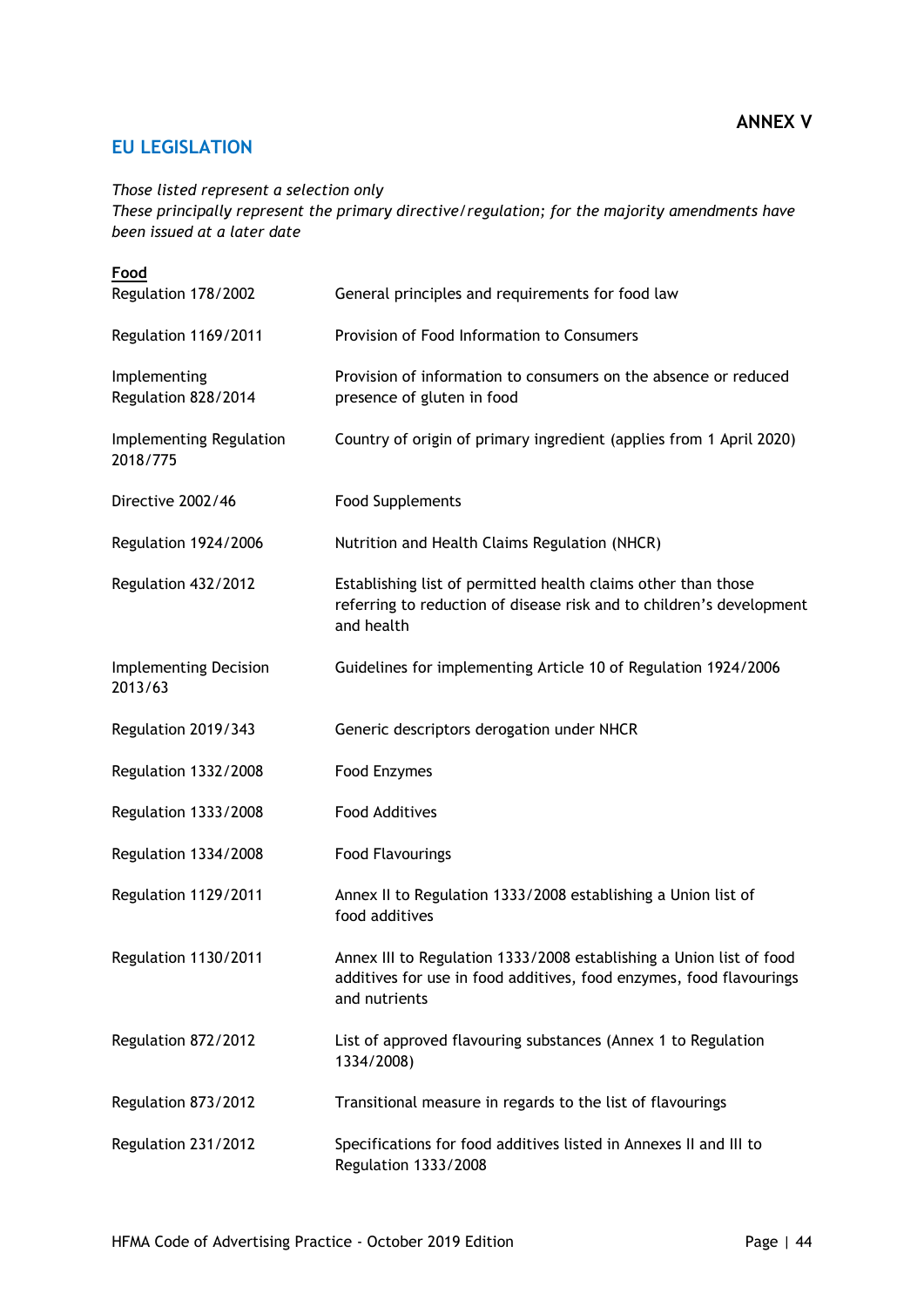**ANNEX V**

## EU LEGISLATION

*Those listed represent a selection only*
*These principally represent the primary directive/regulation; for the majority amendments have been issued at a later date*

**Food**

| | |
|---|---|
| Regulation 178/2002 | General principles and requirements for food law |
| Regulation 1169/2011 | Provision of Food Information to Consumers |
| Implementing Regulation 828/2014 | Provision of information to consumers on the absence or reduced presence of gluten in food |
| Implementing Regulation 2018/775 | Country of origin of primary ingredient (applies from 1 April 2020) |
| Directive 2002/46 | Food Supplements |
| Regulation 1924/2006 | Nutrition and Health Claims Regulation (NHCR) |
| Regulation 432/2012 | Establishing list of permitted health claims other than those referring to reduction of disease risk and to children's development and health |
| Implementing Decision 2013/63 | Guidelines for implementing Article 10 of Regulation 1924/2006 |
| Regulation 2019/343 | Generic descriptors derogation under NHCR |
| Regulation 1332/2008 | Food Enzymes |
| Regulation 1333/2008 | Food Additives |
| Regulation 1334/2008 | Food Flavourings |
| Regulation 1129/2011 | Annex II to Regulation 1333/2008 establishing a Union list of food additives |
| Regulation 1130/2011 | Annex III to Regulation 1333/2008 establishing a Union list of food additives for use in food additives, food enzymes, food flavourings and nutrients |
| Regulation 872/2012 | List of approved flavouring substances (Annex 1 to Regulation 1334/2008) |
| Regulation 873/2012 | Transitional measure in regards to the list of flavourings |
| Regulation 231/2012 | Specifications for food additives listed in Annexes II and III to Regulation 1333/2008 |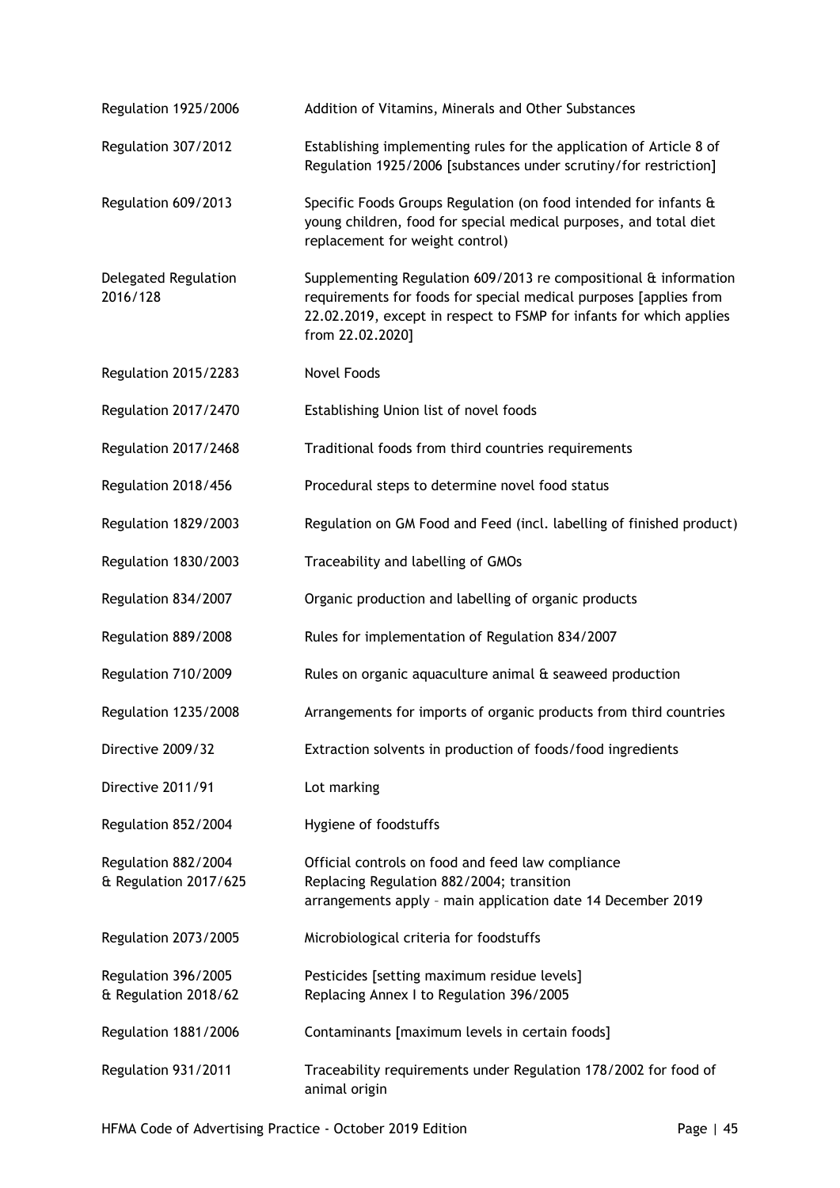| | |
|---|---|
| Regulation 1925/2006 | Addition of Vitamins, Minerals and Other Substances |
| Regulation 307/2012 | Establishing implementing rules for the application of Article 8 of Regulation 1925/2006 [substances under scrutiny/for restriction] |
| Regulation 609/2013 | Specific Foods Groups Regulation (on food intended for infants & young children, food for special medical purposes, and total diet replacement for weight control) |
| Delegated Regulation 2016/128 | Supplementing Regulation 609/2013 re compositional & information requirements for foods for special medical purposes [applies from 22.02.2019, except in respect to FSMP for infants for which applies from 22.02.2020] |
| Regulation 2015/2283 | Novel Foods |
| Regulation 2017/2470 | Establishing Union list of novel foods |
| Regulation 2017/2468 | Traditional foods from third countries requirements |
| Regulation 2018/456 | Procedural steps to determine novel food status |
| Regulation 1829/2003 | Regulation on GM Food and Feed (incl. labelling of finished product) |
| Regulation 1830/2003 | Traceability and labelling of GMOs |
| Regulation 834/2007 | Organic production and labelling of organic products |
| Regulation 889/2008 | Rules for implementation of Regulation 834/2007 |
| Regulation 710/2009 | Rules on organic aquaculture animal & seaweed production |
| Regulation 1235/2008 | Arrangements for imports of organic products from third countries |
| Directive 2009/32 | Extraction solvents in production of foods/food ingredients |
| Directive 2011/91 | Lot marking |
| Regulation 852/2004 | Hygiene of foodstuffs |
| Regulation 882/2004 & Regulation 2017/625 | Official controls on food and feed law compliance<br>Replacing Regulation 882/2004; transition arrangements apply – main application date 14 December 2019 |
| Regulation 2073/2005 | Microbiological criteria for foodstuffs |
| Regulation 396/2005 & Regulation 2018/62 | Pesticides [setting maximum residue levels]<br>Replacing Annex I to Regulation 396/2005 |
| Regulation 1881/2006 | Contaminants [maximum levels in certain foods] |
| Regulation 931/2011 | Traceability requirements under Regulation 178/2002 for food of animal origin |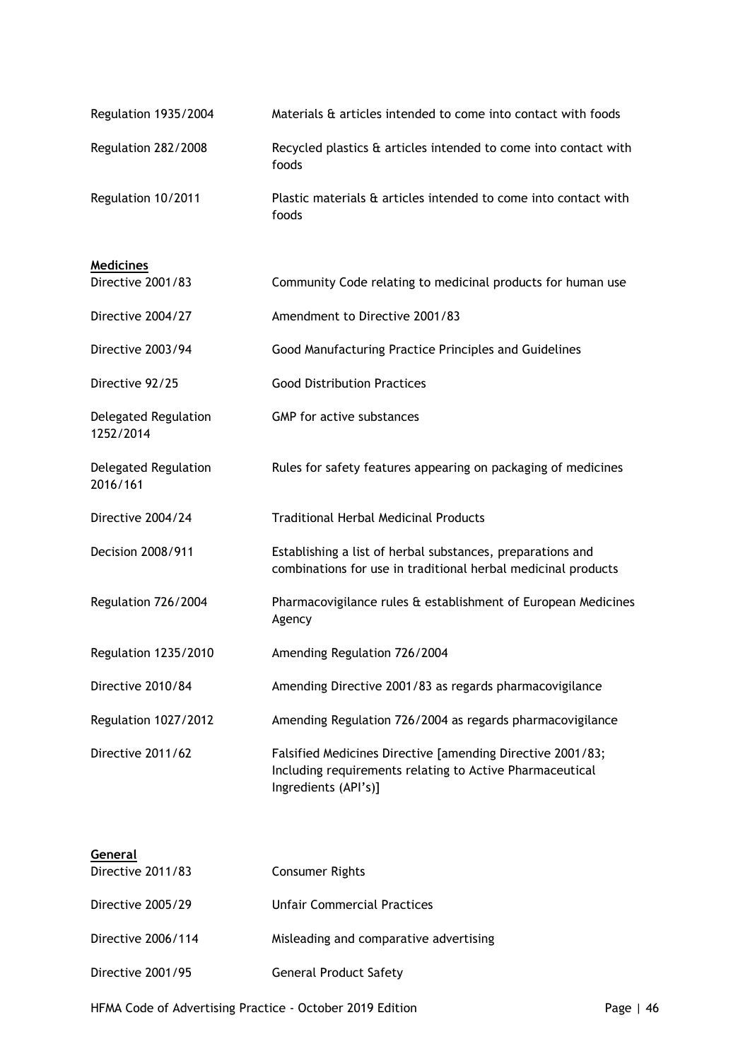| | |
|---|---|
| Regulation 1935/2004 | Materials & articles intended to come into contact with foods |
| Regulation 282/2008 | Recycled plastics & articles intended to come into contact with foods |
| Regulation 10/2011 | Plastic materials & articles intended to come into contact with foods |

**Medicines**

| | |
|---|---|
| Directive 2001/83 | Community Code relating to medicinal products for human use |
| Directive 2004/27 | Amendment to Directive 2001/83 |
| Directive 2003/94 | Good Manufacturing Practice Principles and Guidelines |
| Directive 92/25 | Good Distribution Practices |
| Delegated Regulation 1252/2014 | GMP for active substances |
| Delegated Regulation 2016/161 | Rules for safety features appearing on packaging of medicines |
| Directive 2004/24 | Traditional Herbal Medicinal Products |
| Decision 2008/911 | Establishing a list of herbal substances, preparations and combinations for use in traditional herbal medicinal products |
| Regulation 726/2004 | Pharmacovigilance rules & establishment of European Medicines Agency |
| Regulation 1235/2010 | Amending Regulation 726/2004 |
| Directive 2010/84 | Amending Directive 2001/83 as regards pharmacovigilance |
| Regulation 1027/2012 | Amending Regulation 726/2004 as regards pharmacovigilance |
| Directive 2011/62 | Falsified Medicines Directive [amending Directive 2001/83; Including requirements relating to Active Pharmaceutical Ingredients (API's)] |

**General**

| | |
|---|---|
| Directive 2011/83 | Consumer Rights |
| Directive 2005/29 | Unfair Commercial Practices |
| Directive 2006/114 | Misleading and comparative advertising |
| Directive 2001/95 | General Product Safety |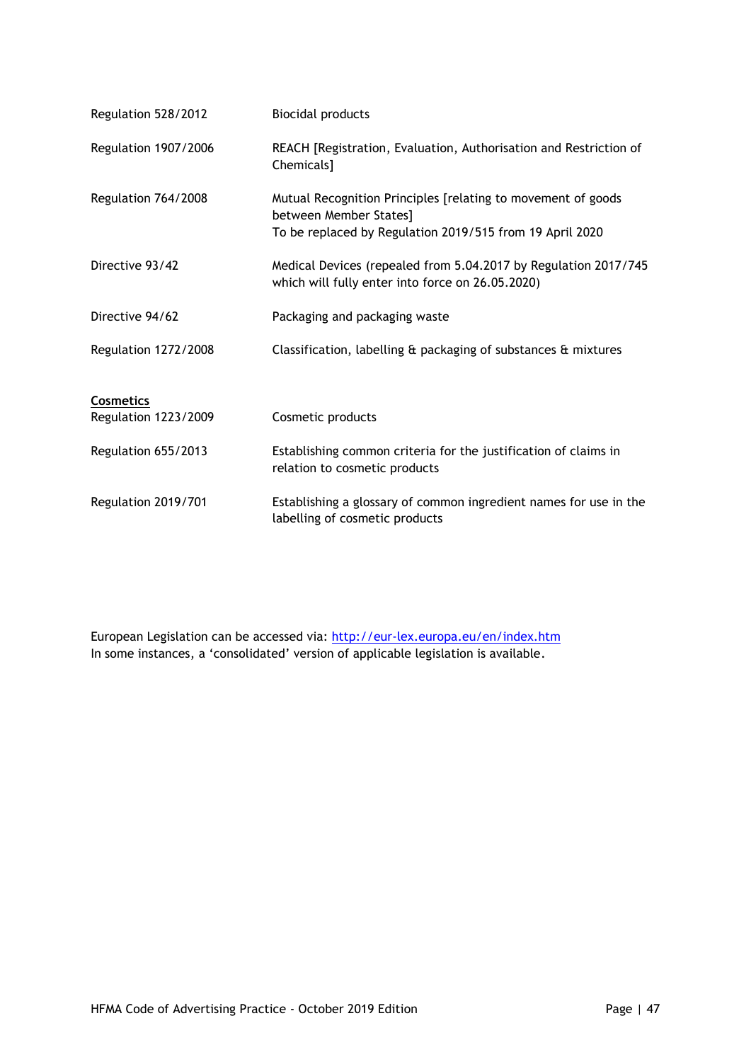| | |
|---|---|
| Regulation 528/2012 | Biocidal products |
| Regulation 1907/2006 | REACH [Registration, Evaluation, Authorisation and Restriction of Chemicals] |
| Regulation 764/2008 | Mutual Recognition Principles [relating to movement of goods between Member States]<br>To be replaced by Regulation 2019/515 from 19 April 2020 |
| Directive 93/42 | Medical Devices (repealed from 5.04.2017 by Regulation 2017/745 which will fully enter into force on 26.05.2020) |
| Directive 94/62 | Packaging and packaging waste |
| Regulation 1272/2008 | Classification, labelling & packaging of substances & mixtures |

**Cosmetics**

| | |
|---|---|
| Regulation 1223/2009 | Cosmetic products |
| Regulation 655/2013 | Establishing common criteria for the justification of claims in relation to cosmetic products |
| Regulation 2019/701 | Establishing a glossary of common ingredient names for use in the labelling of cosmetic products |

European Legislation can be accessed via: http://eur-lex.europa.eu/en/index.htm
In some instances, a 'consolidated' version of applicable legislation is available.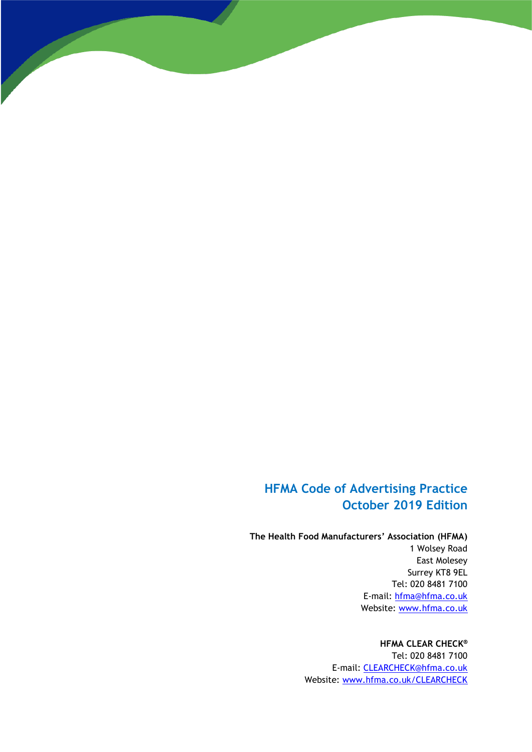## HFMA Code of Advertising Practice
## October 2019 Edition

**The Health Food Manufacturers' Association (HFMA)**
1 Wolsey Road
East Molesey
Surrey KT8 9EL
Tel: 020 8481 7100
E-mail: hfma@hfma.co.uk
Website: www.hfma.co.uk

**HFMA CLEAR CHECK®**
Tel: 020 8481 7100
E-mail: CLEARCHECK@hfma.co.uk
Website: www.hfma.co.uk/CLEARCHECK